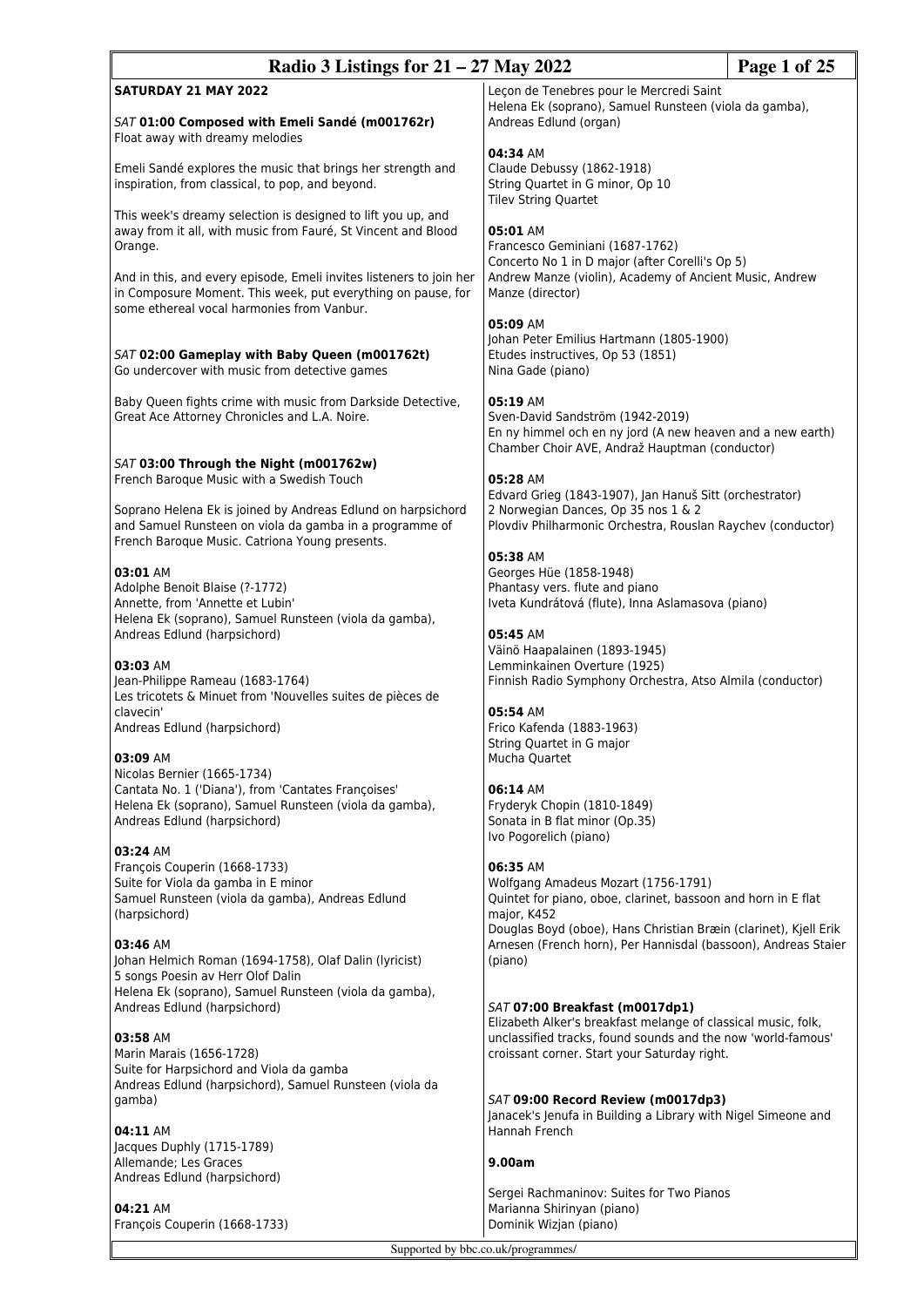## SATURDAY 21 MAY 2022

### *SAT* **01:00 Composed with Emeli Sandé (m001762r)**
Float away with dreamy melodies

Emeli Sandé explores the music that brings her strength and inspiration, from classical, to pop, and beyond.

This week's dreamy selection is designed to lift you up, and away from it all, with music from Fauré, St Vincent and Blood Orange.

And in this, and every episode, Emeli invites listeners to join her in Composure Moment. This week, put everything on pause, for some ethereal vocal harmonies from Vanbur.

### *SAT* **02:00 Gameplay with Baby Queen (m001762t)**
Go undercover with music from detective games

Baby Queen fights crime with music from Darkside Detective, Great Ace Attorney Chronicles and L.A. Noire.

### *SAT* **03:00 Through the Night (m001762w)**
French Baroque Music with a Swedish Touch

Soprano Helena Ek is joined by Andreas Edlund on harpsichord and Samuel Runsteen on viola da gamba in a programme of French Baroque Music. Catriona Young presents.

**03:01** AM
Adolphe Benoit Blaise (?-1772)
Annette, from 'Annette et Lubin'
Helena Ek (soprano), Samuel Runsteen (viola da gamba), Andreas Edlund (harpsichord)

**03:03** AM
Jean-Philippe Rameau (1683-1764)
Les tricotets & Minuet from 'Nouvelles suites de pièces de clavecin'
Andreas Edlund (harpsichord)

**03:09** AM
Nicolas Bernier (1665-1734)
Cantata No. 1 ('Diana'), from 'Cantates Françoises'
Helena Ek (soprano), Samuel Runsteen (viola da gamba), Andreas Edlund (harpsichord)

**03:24** AM
François Couperin (1668-1733)
Suite for Viola da gamba in E minor
Samuel Runsteen (viola da gamba), Andreas Edlund (harpsichord)

**03:46** AM
Johan Helmich Roman (1694-1758), Olaf Dalin (lyricist)
5 songs Poesin av Herr Olof Dalin
Helena Ek (soprano), Samuel Runsteen (viola da gamba), Andreas Edlund (harpsichord)

**03:58** AM
Marin Marais (1656-1728)
Suite for Harpsichord and Viola da gamba
Andreas Edlund (harpsichord), Samuel Runsteen (viola da gamba)

**04:11** AM
Jacques Duphly (1715-1789)
Allemande; Les Graces
Andreas Edlund (harpsichord)

**04:21** AM
François Couperin (1668-1733)
Leçon de Tenebres pour le Mercredi Saint
Helena Ek (soprano), Samuel Runsteen (viola da gamba), Andreas Edlund (organ)

**04:34** AM
Claude Debussy (1862-1918)
String Quartet in G minor, Op 10
Tilev String Quartet

**05:01** AM
Francesco Geminiani (1687-1762)
Concerto No 1 in D major (after Corelli's Op 5)
Andrew Manze (violin), Academy of Ancient Music, Andrew Manze (director)

**05:09** AM
Johan Peter Emilius Hartmann (1805-1900)
Etudes instructives, Op 53 (1851)
Nina Gade (piano)

**05:19** AM
Sven-David Sandström (1942-2019)
En ny himmel och en ny jord (A new heaven and a new earth)
Chamber Choir AVE, Andraž Hauptman (conductor)

**05:28** AM
Edvard Grieg (1843-1907), Jan Hanuš Sitt (orchestrator)
2 Norwegian Dances, Op 35 nos 1 & 2
Plovdiv Philharmonic Orchestra, Rouslan Raychev (conductor)

**05:38** AM
Georges Hüe (1858-1948)
Phantasy vers. flute and piano
Iveta Kundrátová (flute), Inna Aslamasova (piano)

**05:45** AM
Väinö Haapalainen (1893-1945)
Lemminkainen Overture (1925)
Finnish Radio Symphony Orchestra, Atso Almila (conductor)

**05:54** AM
Frico Kafenda (1883-1963)
String Quartet in G major
Mucha Quartet

**06:14** AM
Fryderyk Chopin (1810-1849)
Sonata in B flat minor (Op.35)
Ivo Pogorelich (piano)

**06:35** AM
Wolfgang Amadeus Mozart (1756-1791)
Quintet for piano, oboe, clarinet, bassoon and horn in E flat major, K452
Douglas Boyd (oboe), Hans Christian Bræin (clarinet), Kjell Erik Arnesen (French horn), Per Hannisdal (bassoon), Andreas Staier (piano)

### *SAT* **07:00 Breakfast (m0017dp1)**
Elizabeth Alker's breakfast melange of classical music, folk, unclassified tracks, found sounds and the now 'world-famous' croissant corner. Start your Saturday right.

### *SAT* **09:00 Record Review (m0017dp3)**
Janacek's Jenufa in Building a Library with Nigel Simeone and Hannah French

**9.00am**

Sergei Rachmaninov: Suites for Two Pianos
Marianna Shirinyan (piano)
Dominik Wizjan (piano)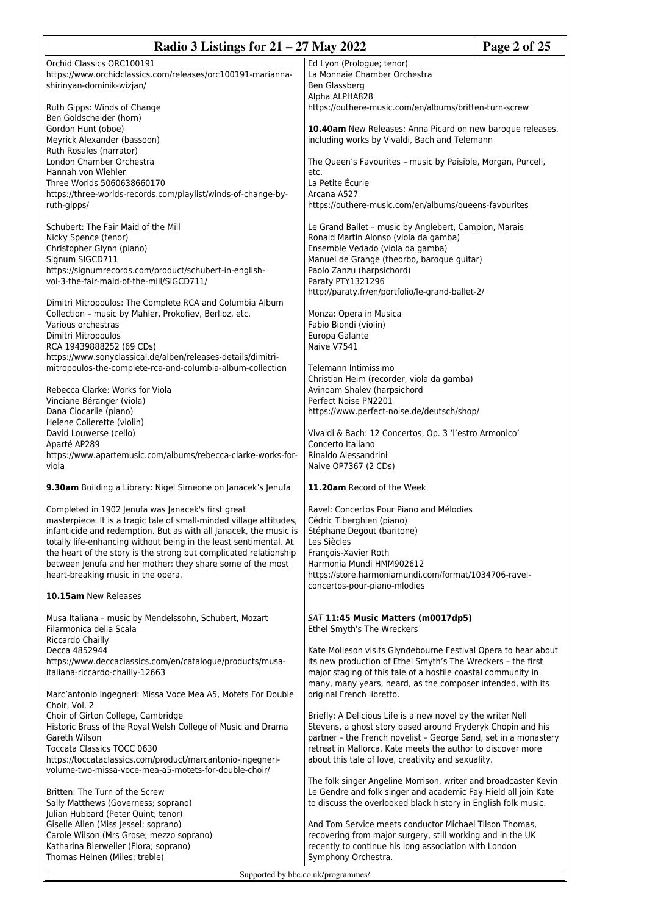Orchid Classics ORC100191
https://www.orchidclassics.com/releases/orc100191-marianna-shirinyan-dominik-wizjan/

Ruth Gipps: Winds of Change
Ben Goldscheider (horn)
Gordon Hunt (oboe)
Meyrick Alexander (bassoon)
Ruth Rosales (narrator)
London Chamber Orchestra
Hannah von Wiehler
Three Worlds 5060638660170
https://three-worlds-records.com/playlist/winds-of-change-by-ruth-gipps/

Schubert: The Fair Maid of the Mill
Nicky Spence (tenor)
Christopher Glynn (piano)
Signum SIGCD711
https://signumrecords.com/product/schubert-in-english-vol-3-the-fair-maid-of-the-mill/SIGCD711/

Dimitri Mitropoulos: The Complete RCA and Columbia Album Collection – music by Mahler, Prokofiev, Berlioz, etc.
Various orchestras
Dimitri Mitropoulos
RCA 19439888252 (69 CDs)
https://www.sonyclassical.de/alben/releases-details/dimitri-mitropoulos-the-complete-rca-and-columbia-album-collection

Rebecca Clarke: Works for Viola
Vinciane Béranger (viola)
Dana Ciocarlie (piano)
Helene Collerette (violin)
David Louwerse (cello)
Aparté AP289
https://www.apartemusic.com/albums/rebecca-clarke-works-for-viola

**9.30am** Building a Library: Nigel Simeone on Janacek's Jenufa

Completed in 1902 Jenufa was Janacek's first great masterpiece. It is a tragic tale of small-minded village attitudes, infanticide and redemption. But as with all Janacek, the music is totally life-enhancing without being in the least sentimental. At the heart of the story is the strong but complicated relationship between Jenufa and her mother: they share some of the most heart-breaking music in the opera.

**10.15am** New Releases

Musa Italiana – music by Mendelssohn, Schubert, Mozart
Filarmonica della Scala
Riccardo Chailly
Decca 4852944
https://www.deccaclassics.com/en/catalogue/products/musa-italiana-riccardo-chailly-12663

Marc'antonio Ingegneri: Missa Voce Mea A5, Motets For Double Choir, Vol. 2
Choir of Girton College, Cambridge
Historic Brass of the Royal Welsh College of Music and Drama
Gareth Wilson
Toccata Classics TOCC 0630
https://toccataclassics.com/product/marcantonio-ingegneri-volume-two-missa-voce-mea-a5-motets-for-double-choir/

Britten: The Turn of the Screw
Sally Matthews (Governess; soprano)
Julian Hubbard (Peter Quint; tenor)
Giselle Allen (Miss Jessel; soprano)
Carole Wilson (Mrs Grose; mezzo soprano)
Katharina Bierweiler (Flora; soprano)
Thomas Heinen (Miles; treble)
Ed Lyon (Prologue; tenor)
La Monnaie Chamber Orchestra
Ben Glassberg
Alpha ALPHA828
https://outhere-music.com/en/albums/britten-turn-screw

**10.40am** New Releases: Anna Picard on new baroque releases, including works by Vivaldi, Bach and Telemann

The Queen's Favourites – music by Paisible, Morgan, Purcell, etc.
La Petite Écurie
Arcana A527
https://outhere-music.com/en/albums/queens-favourites

Le Grand Ballet – music by Anglebert, Campion, Marais
Ronald Martin Alonso (viola da gamba)
Ensemble Vedado (viola da gamba)
Manuel de Grange (theorbo, baroque guitar)
Paolo Zanzu (harpsichord)
Paraty PTY1321296
http://paraty.fr/en/portfolio/le-grand-ballet-2/

Monza: Opera in Musica
Fabio Biondi (violin)
Europa Galante
Naive V7541

Telemann Intimissimo
Christian Heim (recorder, viola da gamba)
Avinoam Shalev (harpsichord
Perfect Noise PN2201
https://www.perfect-noise.de/deutsch/shop/

Vivaldi & Bach: 12 Concertos, Op. 3 'l'estro Armonico'
Concerto Italiano
Rinaldo Alessandrini
Naive OP7367 (2 CDs)

**11.20am** Record of the Week

Ravel: Concertos Pour Piano and Mélodies
Cédric Tiberghien (piano)
Stéphane Degout (baritone)
Les Siècles
François-Xavier Roth
Harmonia Mundi HMM902612
https://store.harmoniamundi.com/format/1034706-ravel-concertos-pour-piano-mlodies

*SAT* **11:45 Music Matters (m0017dp5)**
Ethel Smyth's The Wreckers

Kate Molleson visits Glyndebourne Festival Opera to hear about its new production of Ethel Smyth's The Wreckers – the first major staging of this tale of a hostile coastal community in many, many years, heard, as the composer intended, with its original French libretto.

Briefly: A Delicious Life is a new novel by the writer Nell Stevens, a ghost story based around Fryderyk Chopin and his partner – the French novelist – George Sand, set in a monastery retreat in Mallorca. Kate meets the author to discover more about this tale of love, creativity and sexuality.

The folk singer Angeline Morrison, writer and broadcaster Kevin Le Gendre and folk singer and academic Fay Hield all join Kate to discuss the overlooked black history in English folk music.

And Tom Service meets conductor Michael Tilson Thomas, recovering from major surgery, still working and in the UK recently to continue his long association with London Symphony Orchestra.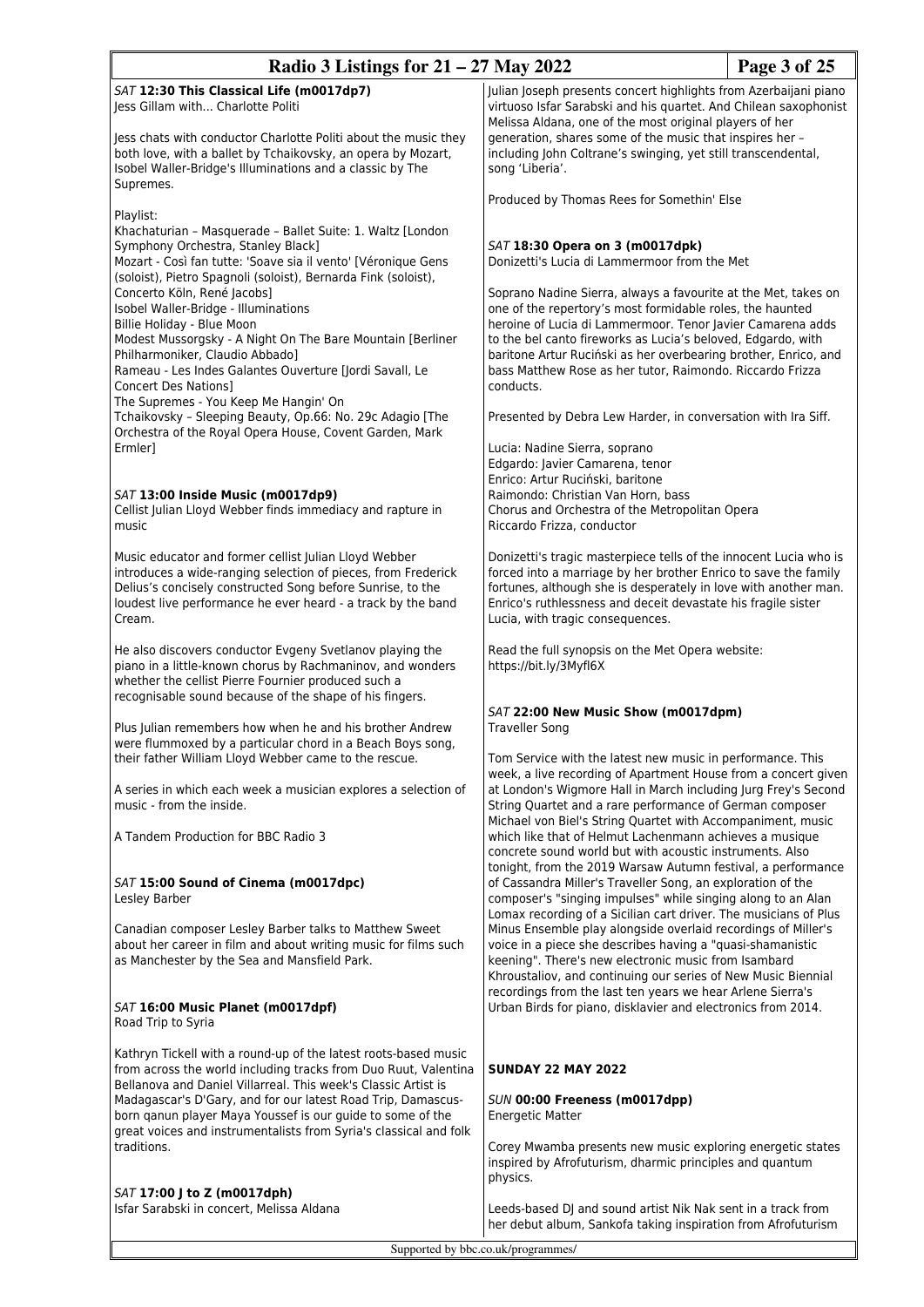*SAT* **12:30 This Classical Life (m0017dp7)**
Jess Gillam with... Charlotte Politi

Jess chats with conductor Charlotte Politi about the music they both love, with a ballet by Tchaikovsky, an opera by Mozart, Isobel Waller-Bridge's Illuminations and a classic by The Supremes.

Playlist:
Khachaturian – Masquerade – Ballet Suite: 1. Waltz [London Symphony Orchestra, Stanley Black]
Mozart - Così fan tutte: 'Soave sia il vento' [Véronique Gens (soloist), Pietro Spagnoli (soloist), Bernarda Fink (soloist), Concerto Köln, René Jacobs]
Isobel Waller-Bridge - Illuminations
Billie Holiday - Blue Moon
Modest Mussorgsky - A Night On The Bare Mountain [Berliner Philharmoniker, Claudio Abbado]
Rameau - Les Indes Galantes Ouverture [Jordi Savall, Le Concert Des Nations]
The Supremes - You Keep Me Hangin' On
Tchaikovsky – Sleeping Beauty, Op.66: No. 29c Adagio [The Orchestra of the Royal Opera House, Covent Garden, Mark Ermler]

*SAT* **13:00 Inside Music (m0017dp9)**
Cellist Julian Lloyd Webber finds immediacy and rapture in music

Music educator and former cellist Julian Lloyd Webber introduces a wide-ranging selection of pieces, from Frederick Delius's concisely constructed Song before Sunrise, to the loudest live performance he ever heard - a track by the band Cream.

He also discovers conductor Evgeny Svetlanov playing the piano in a little-known chorus by Rachmaninov, and wonders whether the cellist Pierre Fournier produced such a recognisable sound because of the shape of his fingers.

Plus Julian remembers how when he and his brother Andrew were flummoxed by a particular chord in a Beach Boys song, their father William Lloyd Webber came to the rescue.

A series in which each week a musician explores a selection of music - from the inside.

A Tandem Production for BBC Radio 3

*SAT* **15:00 Sound of Cinema (m0017dpc)**
Lesley Barber

Canadian composer Lesley Barber talks to Matthew Sweet about her career in film and about writing music for films such as Manchester by the Sea and Mansfield Park.

*SAT* **16:00 Music Planet (m0017dpf)**
Road Trip to Syria

Kathryn Tickell with a round-up of the latest roots-based music from across the world including tracks from Duo Ruut, Valentina Bellanova and Daniel Villarreal. This week's Classic Artist is Madagascar's D'Gary, and for our latest Road Trip, Damascus-born qanun player Maya Youssef is our guide to some of the great voices and instrumentalists from Syria's classical and folk traditions.

*SAT* **17:00 J to Z (m0017dph)**
Isfar Sarabski in concert, Melissa Aldana

Julian Joseph presents concert highlights from Azerbaijani piano virtuoso Isfar Sarabski and his quartet. And Chilean saxophonist Melissa Aldana, one of the most original players of her generation, shares some of the music that inspires her – including John Coltrane's swinging, yet still transcendental, song 'Liberia'.

Produced by Thomas Rees for Somethin' Else

*SAT* **18:30 Opera on 3 (m0017dpk)**
Donizetti's Lucia di Lammermoor from the Met

Soprano Nadine Sierra, always a favourite at the Met, takes on one of the repertory's most formidable roles, the haunted heroine of Lucia di Lammermoor. Tenor Javier Camarena adds to the bel canto fireworks as Lucia's beloved, Edgardo, with baritone Artur Ruciński as her overbearing brother, Enrico, and bass Matthew Rose as her tutor, Raimondo. Riccardo Frizza conducts.

Presented by Debra Lew Harder, in conversation with Ira Siff.

Lucia: Nadine Sierra, soprano
Edgardo: Javier Camarena, tenor
Enrico: Artur Ruciński, baritone
Raimondo: Christian Van Horn, bass
Chorus and Orchestra of the Metropolitan Opera
Riccardo Frizza, conductor

Donizetti's tragic masterpiece tells of the innocent Lucia who is forced into a marriage by her brother Enrico to save the family fortunes, although she is desperately in love with another man. Enrico's ruthlessness and deceit devastate his fragile sister Lucia, with tragic consequences.

Read the full synopsis on the Met Opera website:
https://bit.ly/3Myfl6X

*SAT* **22:00 New Music Show (m0017dpm)**
Traveller Song

Tom Service with the latest new music in performance. This week, a live recording of Apartment House from a concert given at London's Wigmore Hall in March including Jurg Frey's Second String Quartet and a rare performance of German composer Michael von Biel's String Quartet with Accompaniment, music which like that of Helmut Lachenmann achieves a musique concrete sound world but with acoustic instruments. Also tonight, from the 2019 Warsaw Autumn festival, a performance of Cassandra Miller's Traveller Song, an exploration of the composer's "singing impulses" while singing along to an Alan Lomax recording of a Sicilian cart driver. The musicians of Plus Minus Ensemble play alongside overlaid recordings of Miller's voice in a piece she describes having a "quasi-shamanistic keening". There's new electronic music from Isambard Khroustaliov, and continuing our series of New Music Biennial recordings from the last ten years we hear Arlene Sierra's Urban Birds for piano, disklavier and electronics from 2014.

## SUNDAY 22 MAY 2022

*SUN* **00:00 Freeness (m0017dpp)**
Energetic Matter

Corey Mwamba presents new music exploring energetic states inspired by Afrofuturism, dharmic principles and quantum physics.

Leeds-based DJ and sound artist Nik Nak sent in a track from her debut album, Sankofa taking inspiration from Afrofuturism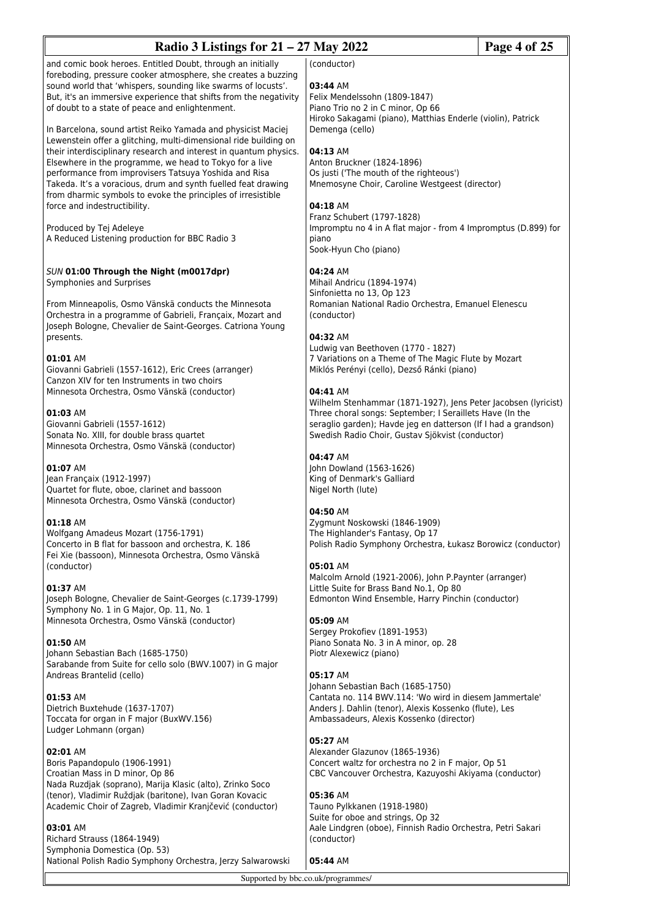and comic book heroes. Entitled Doubt, through an initially foreboding, pressure cooker atmosphere, she creates a buzzing sound world that 'whispers, sounding like swarms of locusts'. But, it's an immersive experience that shifts from the negativity of doubt to a state of peace and enlightenment.

In Barcelona, sound artist Reiko Yamada and physicist Maciej Lewenstein offer a glitching, multi-dimensional ride building on their interdisciplinary research and interest in quantum physics. Elsewhere in the programme, we head to Tokyo for a live performance from improvisers Tatsuya Yoshida and Risa Takeda. It's a voracious, drum and synth fuelled feat drawing from dharmic symbols to evoke the principles of irresistible force and indestructibility.

Produced by Tej Adeleye
A Reduced Listening production for BBC Radio 3

*SUN* **01:00 Through the Night (m0017dpr)**
Symphonies and Surprises

From Minneapolis, Osmo Vänskä conducts the Minnesota Orchestra in a programme of Gabrieli, Françaix, Mozart and Joseph Bologne, Chevalier de Saint-Georges. Catriona Young presents.

**01:01** AM
Giovanni Gabrieli (1557-1612), Eric Crees (arranger)
Canzon XIV for ten Instruments in two choirs
Minnesota Orchestra, Osmo Vänskä (conductor)

**01:03** AM
Giovanni Gabrieli (1557-1612)
Sonata No. XIII, for double brass quartet
Minnesota Orchestra, Osmo Vänskä (conductor)

**01:07** AM
Jean Françaix (1912-1997)
Quartet for flute, oboe, clarinet and bassoon
Minnesota Orchestra, Osmo Vänskä (conductor)

**01:18** AM
Wolfgang Amadeus Mozart (1756-1791)
Concerto in B flat for bassoon and orchestra, K. 186
Fei Xie (bassoon), Minnesota Orchestra, Osmo Vänskä (conductor)

**01:37** AM
Joseph Bologne, Chevalier de Saint-Georges (c.1739-1799)
Symphony No. 1 in G Major, Op. 11, No. 1
Minnesota Orchestra, Osmo Vänskä (conductor)

**01:50** AM
Johann Sebastian Bach (1685-1750)
Sarabande from Suite for cello solo (BWV.1007) in G major
Andreas Brantelid (cello)

**01:53** AM
Dietrich Buxtehude (1637-1707)
Toccata for organ in F major (BuxWV.156)
Ludger Lohmann (organ)

**02:01** AM
Boris Papandopulo (1906-1991)
Croatian Mass in D minor, Op 86
Nada Ruzdjak (soprano), Marija Klasic (alto), Zrinko Soco (tenor), Vladimir Ruždjak (baritone), Ivan Goran Kovacic Academic Choir of Zagreb, Vladimir Kranjčević (conductor)

**03:01** AM
Richard Strauss (1864-1949)
Symphonia Domestica (Op. 53)
National Polish Radio Symphony Orchestra, Jerzy Salwarowski (conductor)

**03:44** AM
Felix Mendelssohn (1809-1847)
Piano Trio no 2 in C minor, Op 66
Hiroko Sakagami (piano), Matthias Enderle (violin), Patrick Demenga (cello)

**04:13** AM
Anton Bruckner (1824-1896)
Os justi ('The mouth of the righteous')
Mnemosyne Choir, Caroline Westgeest (director)

**04:18** AM
Franz Schubert (1797-1828)
Impromptu no 4 in A flat major - from 4 Impromptus (D.899) for piano
Sook-Hyun Cho (piano)

**04:24** AM
Mihail Andricu (1894-1974)
Sinfonietta no 13, Op 123
Romanian National Radio Orchestra, Emanuel Elenescu (conductor)

**04:32** AM
Ludwig van Beethoven (1770 - 1827)
7 Variations on a Theme of The Magic Flute by Mozart
Miklós Perényi (cello), Dezső Ránki (piano)

**04:41** AM
Wilhelm Stenhammar (1871-1927), Jens Peter Jacobsen (lyricist)
Three choral songs: September; I Seraillets Have (In the seraglio garden); Havde jeg en datterson (If I had a grandson)
Swedish Radio Choir, Gustav Sjökvist (conductor)

**04:47** AM
John Dowland (1563-1626)
King of Denmark's Galliard
Nigel North (lute)

**04:50** AM
Zygmunt Noskowski (1846-1909)
The Highlander's Fantasy, Op 17
Polish Radio Symphony Orchestra, Łukasz Borowicz (conductor)

**05:01** AM
Malcolm Arnold (1921-2006), John P.Paynter (arranger)
Little Suite for Brass Band No.1, Op 80
Edmonton Wind Ensemble, Harry Pinchin (conductor)

**05:09** AM
Sergey Prokofiev (1891-1953)
Piano Sonata No. 3 in A minor, op. 28
Piotr Alexewicz (piano)

**05:17** AM
Johann Sebastian Bach (1685-1750)
Cantata no. 114 BWV.114: 'Wo wird in diesem Jammertale'
Anders J. Dahlin (tenor), Alexis Kossenko (flute), Les Ambassadeurs, Alexis Kossenko (director)

**05:27** AM
Alexander Glazunov (1865-1936)
Concert waltz for orchestra no 2 in F major, Op 51
CBC Vancouver Orchestra, Kazuyoshi Akiyama (conductor)

**05:36** AM
Tauno Pylkkanen (1918-1980)
Suite for oboe and strings, Op 32
Aale Lindgren (oboe), Finnish Radio Orchestra, Petri Sakari (conductor)

**05:44** AM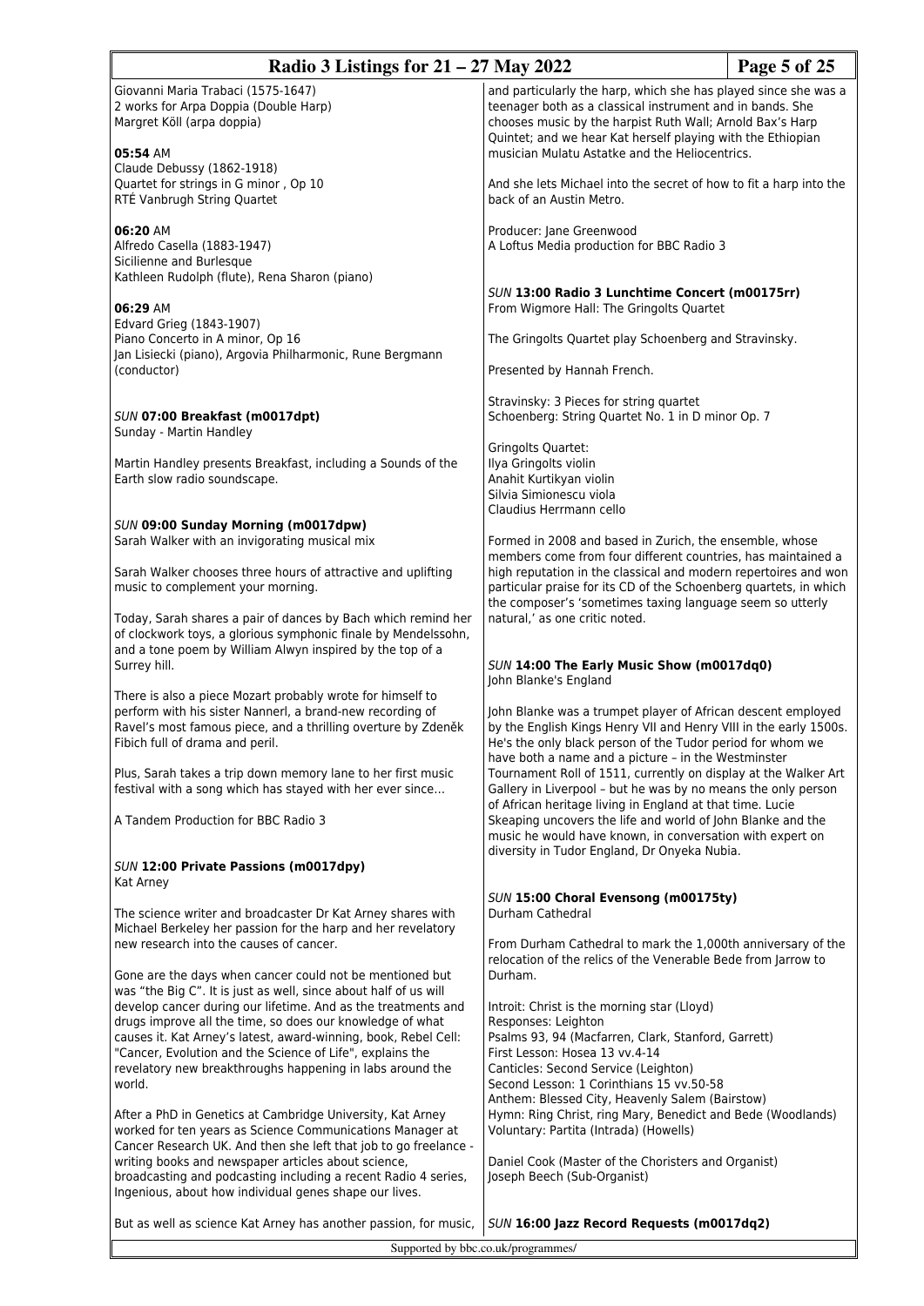Giovanni Maria Trabaci (1575-1647)
2 works for Arpa Doppia (Double Harp)
Margret Köll (arpa doppia)

**05:54** AM
Claude Debussy (1862-1918)
Quartet for strings in G minor , Op 10
RTÉ Vanbrugh String Quartet

**06:20** AM
Alfredo Casella (1883-1947)
Sicilienne and Burlesque
Kathleen Rudolph (flute), Rena Sharon (piano)

**06:29** AM
Edvard Grieg (1843-1907)
Piano Concerto in A minor, Op 16
Jan Lisiecki (piano), Argovia Philharmonic, Rune Bergmann (conductor)

### *SUN* **07:00 Breakfast (m0017dpt)**
Sunday - Martin Handley

Martin Handley presents Breakfast, including a Sounds of the Earth slow radio soundscape.

### *SUN* **09:00 Sunday Morning (m0017dpw)**
Sarah Walker with an invigorating musical mix

Sarah Walker chooses three hours of attractive and uplifting music to complement your morning.

Today, Sarah shares a pair of dances by Bach which remind her of clockwork toys, a glorious symphonic finale by Mendelssohn, and a tone poem by William Alwyn inspired by the top of a Surrey hill.

There is also a piece Mozart probably wrote for himself to perform with his sister Nannerl, a brand-new recording of Ravel's most famous piece, and a thrilling overture by Zdeněk Fibich full of drama and peril.

Plus, Sarah takes a trip down memory lane to her first music festival with a song which has stayed with her ever since...

A Tandem Production for BBC Radio 3

### *SUN* **12:00 Private Passions (m0017dpy)**
Kat Arney

The science writer and broadcaster Dr Kat Arney shares with Michael Berkeley her passion for the harp and her revelatory new research into the causes of cancer.

Gone are the days when cancer could not be mentioned but was "the Big C". It is just as well, since about half of us will develop cancer during our lifetime. And as the treatments and drugs improve all the time, so does our knowledge of what causes it. Kat Arney's latest, award-winning, book, Rebel Cell: "Cancer, Evolution and the Science of Life", explains the revelatory new breakthroughs happening in labs around the world.

After a PhD in Genetics at Cambridge University, Kat Arney worked for ten years as Science Communications Manager at Cancer Research UK. And then she left that job to go freelance - writing books and newspaper articles about science, broadcasting and podcasting including a recent Radio 4 series, Ingenious, about how individual genes shape our lives.

But as well as science Kat Arney has another passion, for music, and particularly the harp, which she has played since she was a teenager both as a classical instrument and in bands. She chooses music by the harpist Ruth Wall; Arnold Bax's Harp Quintet; and we hear Kat herself playing with the Ethiopian musician Mulatu Astatke and the Heliocentrics.

And she lets Michael into the secret of how to fit a harp into the back of an Austin Metro.

Producer: Jane Greenwood
A Loftus Media production for BBC Radio 3

### *SUN* **13:00 Radio 3 Lunchtime Concert (m00175rr)**
From Wigmore Hall: The Gringolts Quartet

The Gringolts Quartet play Schoenberg and Stravinsky.

Presented by Hannah French.

Stravinsky: 3 Pieces for string quartet
Schoenberg: String Quartet No. 1 in D minor Op. 7

Gringolts Quartet:
Ilya Gringolts violin
Anahit Kurtikyan violin
Silvia Simionescu viola
Claudius Herrmann cello

Formed in 2008 and based in Zurich, the ensemble, whose members come from four different countries, has maintained a high reputation in the classical and modern repertoires and won particular praise for its CD of the Schoenberg quartets, in which the composer's 'sometimes taxing language seem so utterly natural,' as one critic noted.

### *SUN* **14:00 The Early Music Show (m0017dq0)**
John Blanke's England

John Blanke was a trumpet player of African descent employed by the English Kings Henry VII and Henry VIII in the early 1500s. He's the only black person of the Tudor period for whom we have both a name and a picture – in the Westminster Tournament Roll of 1511, currently on display at the Walker Art Gallery in Liverpool – but he was by no means the only person of African heritage living in England at that time. Lucie Skeaping uncovers the life and world of John Blanke and the music he would have known, in conversation with expert on diversity in Tudor England, Dr Onyeka Nubia.

### *SUN* **15:00 Choral Evensong (m00175ty)**
Durham Cathedral

From Durham Cathedral to mark the 1,000th anniversary of the relocation of the relics of the Venerable Bede from Jarrow to Durham.

Introit: Christ is the morning star (Lloyd)
Responses: Leighton
Psalms 93, 94 (Macfarren, Clark, Stanford, Garrett)
First Lesson: Hosea 13 vv.4-14
Canticles: Second Service (Leighton)
Second Lesson: 1 Corinthians 15 vv.50-58
Anthem: Blessed City, Heavenly Salem (Bairstow)
Hymn: Ring Christ, ring Mary, Benedict and Bede (Woodlands)
Voluntary: Partita (Intrada) (Howells)

Daniel Cook (Master of the Choristers and Organist)
Joseph Beech (Sub-Organist)

### *SUN* **16:00 Jazz Record Requests (m0017dq2)**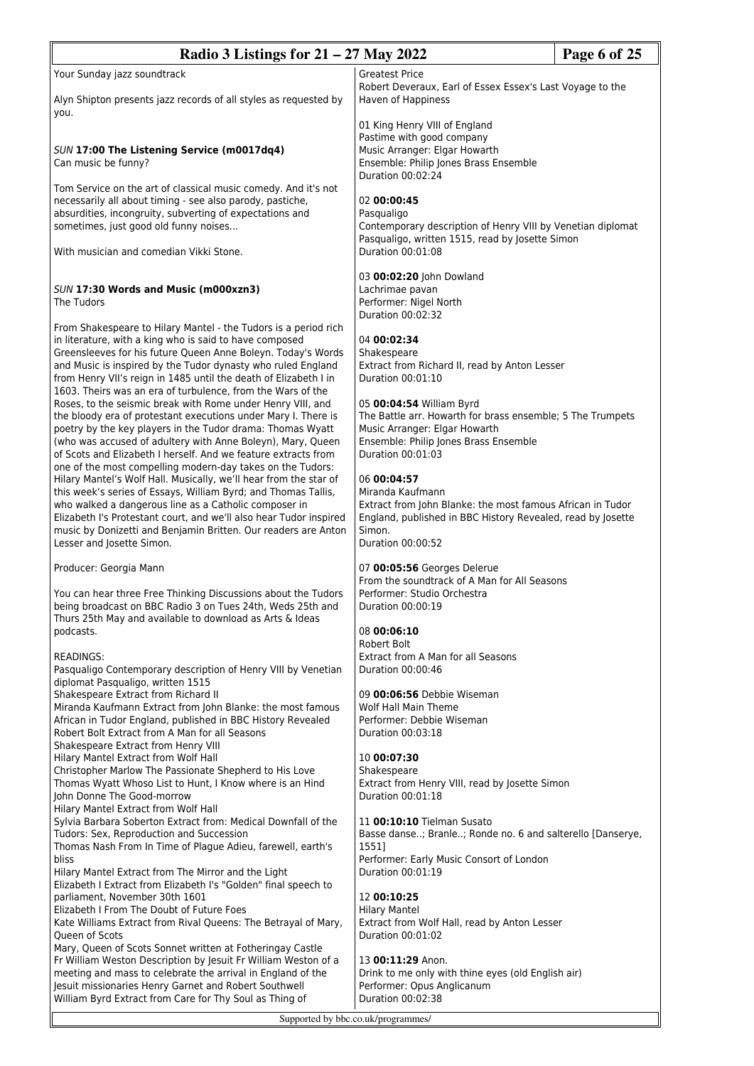Your Sunday jazz soundtrack

Alyn Shipton presents jazz records of all styles as requested by you.

*SUN* **17:00 The Listening Service (m0017dq4)**
Can music be funny?

Tom Service on the art of classical music comedy. And it's not necessarily all about timing - see also parody, pastiche, absurdities, incongruity, subverting of expectations and sometimes, just good old funny noises...

With musician and comedian Vikki Stone.

*SUN* **17:30 Words and Music (m000xzn3)**
The Tudors

From Shakespeare to Hilary Mantel - the Tudors is a period rich in literature, with a king who is said to have composed Greensleeves for his future Queen Anne Boleyn. Today's Words and Music is inspired by the Tudor dynasty who ruled England from Henry VII's reign in 1485 until the death of Elizabeth I in 1603. Theirs was an era of turbulence, from the Wars of the Roses, to the seismic break with Rome under Henry VIII, and the bloody era of protestant executions under Mary I. There is poetry by the key players in the Tudor drama: Thomas Wyatt (who was accused of adultery with Anne Boleyn), Mary, Queen of Scots and Elizabeth I herself. And we feature extracts from one of the most compelling modern-day takes on the Tudors: Hilary Mantel's Wolf Hall. Musically, we'll hear from the star of this week's series of Essays, William Byrd; and Thomas Tallis, who walked a dangerous line as a Catholic composer in Elizabeth I's Protestant court, and we'll also hear Tudor inspired music by Donizetti and Benjamin Britten. Our readers are Anton Lesser and Josette Simon.

Producer: Georgia Mann

You can hear three Free Thinking Discussions about the Tudors being broadcast on BBC Radio 3 on Tues 24th, Weds 25th and Thurs 25th May and available to download as Arts & Ideas podcasts.

READINGS:
Pasqualigo Contemporary description of Henry VIII by Venetian diplomat Pasqualigo, written 1515
Shakespeare Extract from Richard II
Miranda Kaufmann Extract from John Blanke: the most famous African in Tudor England, published in BBC History Revealed
Robert Bolt Extract from A Man for all Seasons
Shakespeare Extract from Henry VIII
Hilary Mantel Extract from Wolf Hall
Christopher Marlow The Passionate Shepherd to His Love
Thomas Wyatt Whoso List to Hunt, I Know where is an Hind
John Donne The Good-morrow
Hilary Mantel Extract from Wolf Hall
Sylvia Barbara Soberton Extract from: Medical Downfall of the Tudors: Sex, Reproduction and Succession
Thomas Nash From In Time of Plague Adieu, farewell, earth's bliss
Hilary Mantel Extract from The Mirror and the Light
Elizabeth I Extract from Elizabeth I's "Golden" final speech to parliament, November 30th 1601
Elizabeth I From The Doubt of Future Foes
Kate Williams Extract from Rival Queens: The Betrayal of Mary, Queen of Scots
Mary, Queen of Scots Sonnet written at Fotheringay Castle
Fr William Weston Description by Jesuit Fr William Weston of a meeting and mass to celebrate the arrival in England of the Jesuit missionaries Henry Garnet and Robert Southwell
William Byrd Extract from Care for Thy Soul as Thing of Greatest Price
Robert Deveraux, Earl of Essex Essex's Last Voyage to the Haven of Happiness

01 King Henry VIII of England
Pastime with good company
Music Arranger: Elgar Howarth
Ensemble: Philip Jones Brass Ensemble
Duration 00:02:24

02 **00:00:45**
Pasqualigo
Contemporary description of Henry VIII by Venetian diplomat Pasqualigo, written 1515, read by Josette Simon
Duration 00:01:08

03 **00:02:20** John Dowland
Lachrimae pavan
Performer: Nigel North
Duration 00:02:32

04 **00:02:34**
Shakespeare
Extract from Richard II, read by Anton Lesser
Duration 00:01:10

05 **00:04:54** William Byrd
The Battle arr. Howarth for brass ensemble; 5 The Trumpets
Music Arranger: Elgar Howarth
Ensemble: Philip Jones Brass Ensemble
Duration 00:01:03

06 **00:04:57**
Miranda Kaufmann
Extract from John Blanke: the most famous African in Tudor England, published in BBC History Revealed, read by Josette Simon.
Duration 00:00:52

07 **00:05:56** Georges Delerue
From the soundtrack of A Man for All Seasons
Performer: Studio Orchestra
Duration 00:00:19

08 **00:06:10**
Robert Bolt
Extract from A Man for all Seasons
Duration 00:00:46

09 **00:06:56** Debbie Wiseman
Wolf Hall Main Theme
Performer: Debbie Wiseman
Duration 00:03:18

10 **00:07:30**
Shakespeare
Extract from Henry VIII, read by Josette Simon
Duration 00:01:18

11 **00:10:10** Tielman Susato
Basse danse..; Branle..; Ronde no. 6 and salterello [Danserye, 1551]
Performer: Early Music Consort of London
Duration 00:01:19

12 **00:10:25**
Hilary Mantel
Extract from Wolf Hall, read by Anton Lesser
Duration 00:01:02

13 **00:11:29** Anon.
Drink to me only with thine eyes (old English air)
Performer: Opus Anglicanum
Duration 00:02:38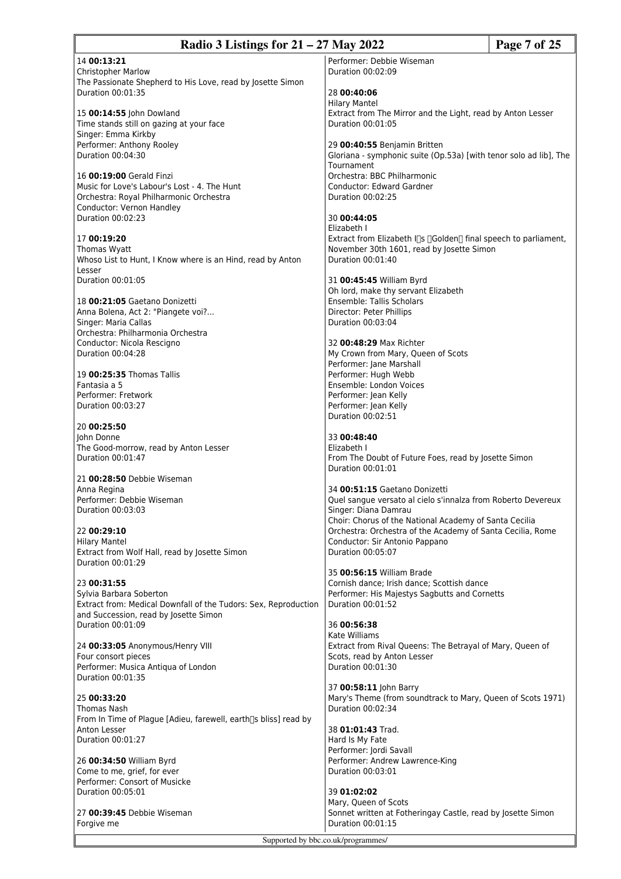14 **00:13:21**
Christopher Marlow
The Passionate Shepherd to His Love, read by Josette Simon
Duration 00:01:35

15 **00:14:55** John Dowland
Time stands still on gazing at your face
Singer: Emma Kirkby
Performer: Anthony Rooley
Duration 00:04:30

16 **00:19:00** Gerald Finzi
Music for Love's Labour's Lost - 4. The Hunt
Orchestra: Royal Philharmonic Orchestra
Conductor: Vernon Handley
Duration 00:02:23

17 **00:19:20**
Thomas Wyatt
Whoso List to Hunt, I Know where is an Hind, read by Anton Lesser
Duration 00:01:05

18 **00:21:05** Gaetano Donizetti
Anna Bolena, Act 2: "Piangete voi?...
Singer: Maria Callas
Orchestra: Philharmonia Orchestra
Conductor: Nicola Rescigno
Duration 00:04:28

19 **00:25:35** Thomas Tallis
Fantasia a 5
Performer: Fretwork
Duration 00:03:27

20 **00:25:50**
John Donne
The Good-morrow, read by Anton Lesser
Duration 00:01:47

21 **00:28:50** Debbie Wiseman
Anna Regina
Performer: Debbie Wiseman
Duration 00:03:03

22 **00:29:10**
Hilary Mantel
Extract from Wolf Hall, read by Josette Simon
Duration 00:01:29

23 **00:31:55**
Sylvia Barbara Soberton
Extract from: Medical Downfall of the Tudors: Sex, Reproduction and Succession, read by Josette Simon
Duration 00:01:09

24 **00:33:05** Anonymous/Henry VIII
Four consort pieces
Performer: Musica Antiqua of London
Duration 00:01:35

25 **00:33:20**
Thomas Nash
From In Time of Plague [Adieu, farewell, earth's bliss] read by Anton Lesser
Duration 00:01:27

26 **00:34:50** William Byrd
Come to me, grief, for ever
Performer: Consort of Musicke
Duration 00:05:01

27 **00:39:45** Debbie Wiseman
Forgive me
Performer: Debbie Wiseman
Duration 00:02:09

28 **00:40:06**
Hilary Mantel
Extract from The Mirror and the Light, read by Anton Lesser
Duration 00:01:05

29 **00:40:55** Benjamin Britten
Gloriana - symphonic suite (Op.53a) [with tenor solo ad lib], The Tournament
Orchestra: BBC Philharmonic
Conductor: Edward Gardner
Duration 00:02:25

30 **00:44:05**
Elizabeth I
Extract from Elizabeth I's "Golden" final speech to parliament, November 30th 1601, read by Josette Simon
Duration 00:01:40

31 **00:45:45** William Byrd
Oh lord, make thy servant Elizabeth
Ensemble: Tallis Scholars
Director: Peter Phillips
Duration 00:03:04

32 **00:48:29** Max Richter
My Crown from Mary, Queen of Scots
Performer: Jane Marshall
Performer: Hugh Webb
Ensemble: London Voices
Performer: Jean Kelly
Performer: Jean Kelly
Duration 00:02:51

33 **00:48:40**
Elizabeth I
From The Doubt of Future Foes, read by Josette Simon
Duration 00:01:01

34 **00:51:15** Gaetano Donizetti
Quel sangue versato al cielo s'innalza from Roberto Devereux
Singer: Diana Damrau
Choir: Chorus of the National Academy of Santa Cecilia
Orchestra: Orchestra of the Academy of Santa Cecilia, Rome
Conductor: Sir Antonio Pappano
Duration 00:05:07

35 **00:56:15** William Brade
Cornish dance; Irish dance; Scottish dance
Performer: His Majestys Sagbutts and Cornetts
Duration 00:01:52

36 **00:56:38**
Kate Williams
Extract from Rival Queens: The Betrayal of Mary, Queen of Scots, read by Anton Lesser
Duration 00:01:30

37 **00:58:11** John Barry
Mary's Theme (from soundtrack to Mary, Queen of Scots 1971)
Duration 00:02:34

38 **01:01:43** Trad.
Hard Is My Fate
Performer: Jordi Savall
Performer: Andrew Lawrence-King
Duration 00:03:01

39 **01:02:02**
Mary, Queen of Scots
Sonnet written at Fotheringay Castle, read by Josette Simon
Duration 00:01:15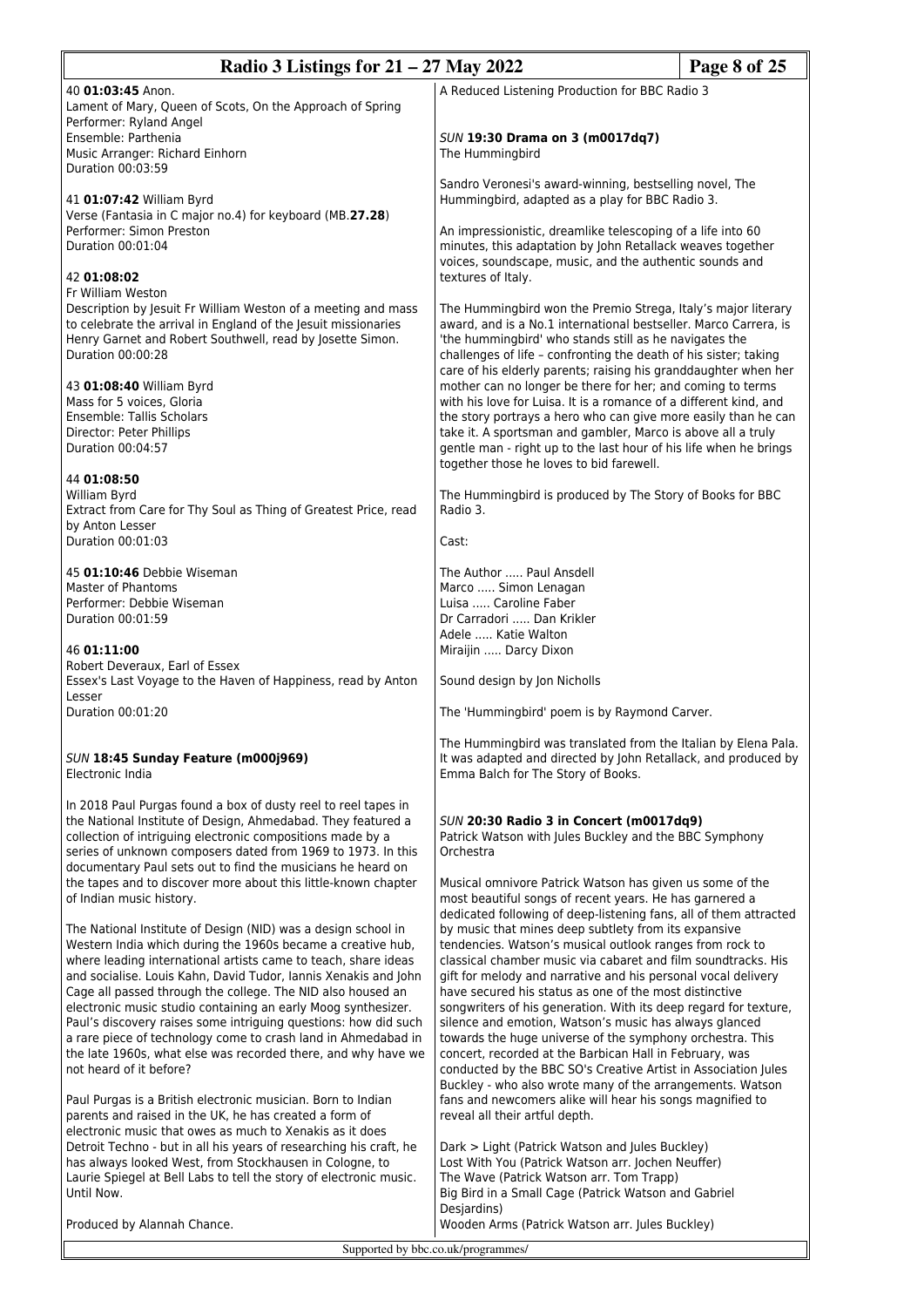40 **01:03:45** Anon.
Lament of Mary, Queen of Scots, On the Approach of Spring
Performer: Ryland Angel
Ensemble: Parthenia
Music Arranger: Richard Einhorn
Duration 00:03:59

41 **01:07:42** William Byrd
Verse (Fantasia in C major no.4) for keyboard (MB.**27.28**)
Performer: Simon Preston
Duration 00:01:04

42 **01:08:02**
Fr William Weston
Description by Jesuit Fr William Weston of a meeting and mass to celebrate the arrival in England of the Jesuit missionaries Henry Garnet and Robert Southwell, read by Josette Simon.
Duration 00:00:28

43 **01:08:40** William Byrd
Mass for 5 voices, Gloria
Ensemble: Tallis Scholars
Director: Peter Phillips
Duration 00:04:57

44 **01:08:50**
William Byrd
Extract from Care for Thy Soul as Thing of Greatest Price, read by Anton Lesser
Duration 00:01:03

45 **01:10:46** Debbie Wiseman
Master of Phantoms
Performer: Debbie Wiseman
Duration 00:01:59

46 **01:11:00**
Robert Deveraux, Earl of Essex
Essex's Last Voyage to the Haven of Happiness, read by Anton Lesser
Duration 00:01:20

### *SUN* **18:45 Sunday Feature (m000j969)**
Electronic India

In 2018 Paul Purgas found a box of dusty reel to reel tapes in the National Institute of Design, Ahmedabad. They featured a collection of intriguing electronic compositions made by a series of unknown composers dated from 1969 to 1973. In this documentary Paul sets out to find the musicians he heard on the tapes and to discover more about this little-known chapter of Indian music history.

The National Institute of Design (NID) was a design school in Western India which during the 1960s became a creative hub, where leading international artists came to teach, share ideas and socialise. Louis Kahn, David Tudor, Iannis Xenakis and John Cage all passed through the college. The NID also housed an electronic music studio containing an early Moog synthesizer. Paul's discovery raises some intriguing questions: how did such a rare piece of technology come to crash land in Ahmedabad in the late 1960s, what else was recorded there, and why have we not heard of it before?

Paul Purgas is a British electronic musician. Born to Indian parents and raised in the UK, he has created a form of electronic music that owes as much to Xenakis as it does Detroit Techno - but in all his years of researching his craft, he has always looked West, from Stockhausen in Cologne, to Laurie Spiegel at Bell Labs to tell the story of electronic music. Until Now.

Produced by Alannah Chance.

A Reduced Listening Production for BBC Radio 3

### *SUN* **19:30 Drama on 3 (m0017dq7)**
The Hummingbird

Sandro Veronesi's award-winning, bestselling novel, The Hummingbird, adapted as a play for BBC Radio 3.

An impressionistic, dreamlike telescoping of a life into 60 minutes, this adaptation by John Retallack weaves together voices, soundscape, music, and the authentic sounds and textures of Italy.

The Hummingbird won the Premio Strega, Italy's major literary award, and is a No.1 international bestseller. Marco Carrera, is 'the hummingbird' who stands still as he navigates the challenges of life – confronting the death of his sister; taking care of his elderly parents; raising his granddaughter when her mother can no longer be there for her; and coming to terms with his love for Luisa. It is a romance of a different kind, and the story portrays a hero who can give more easily than he can take it. A sportsman and gambler, Marco is above all a truly gentle man - right up to the last hour of his life when he brings together those he loves to bid farewell.

The Hummingbird is produced by The Story of Books for BBC Radio 3.

Cast:

The Author ..... Paul Ansdell
Marco ..... Simon Lenagan
Luisa ..... Caroline Faber
Dr Carradori ..... Dan Krikler
Adele ..... Katie Walton
Miraijin ..... Darcy Dixon

Sound design by Jon Nicholls

The 'Hummingbird' poem is by Raymond Carver.

The Hummingbird was translated from the Italian by Elena Pala. It was adapted and directed by John Retallack, and produced by Emma Balch for The Story of Books.

### *SUN* **20:30 Radio 3 in Concert (m0017dq9)**
Patrick Watson with Jules Buckley and the BBC Symphony Orchestra

Musical omnivore Patrick Watson has given us some of the most beautiful songs of recent years. He has garnered a dedicated following of deep-listening fans, all of them attracted by music that mines deep subtlety from its expansive tendencies. Watson's musical outlook ranges from rock to classical chamber music via cabaret and film soundtracks. His gift for melody and narrative and his personal vocal delivery have secured his status as one of the most distinctive songwriters of his generation. With its deep regard for texture, silence and emotion, Watson's music has always glanced towards the huge universe of the symphony orchestra. This concert, recorded at the Barbican Hall in February, was conducted by the BBC SO's Creative Artist in Association Jules Buckley - who also wrote many of the arrangements. Watson fans and newcomers alike will hear his songs magnified to reveal all their artful depth.

Dark > Light (Patrick Watson and Jules Buckley)
Lost With You (Patrick Watson arr. Jochen Neuffer)
The Wave (Patrick Watson arr. Tom Trapp)
Big Bird in a Small Cage (Patrick Watson and Gabriel Desjardins)
Wooden Arms (Patrick Watson arr. Jules Buckley)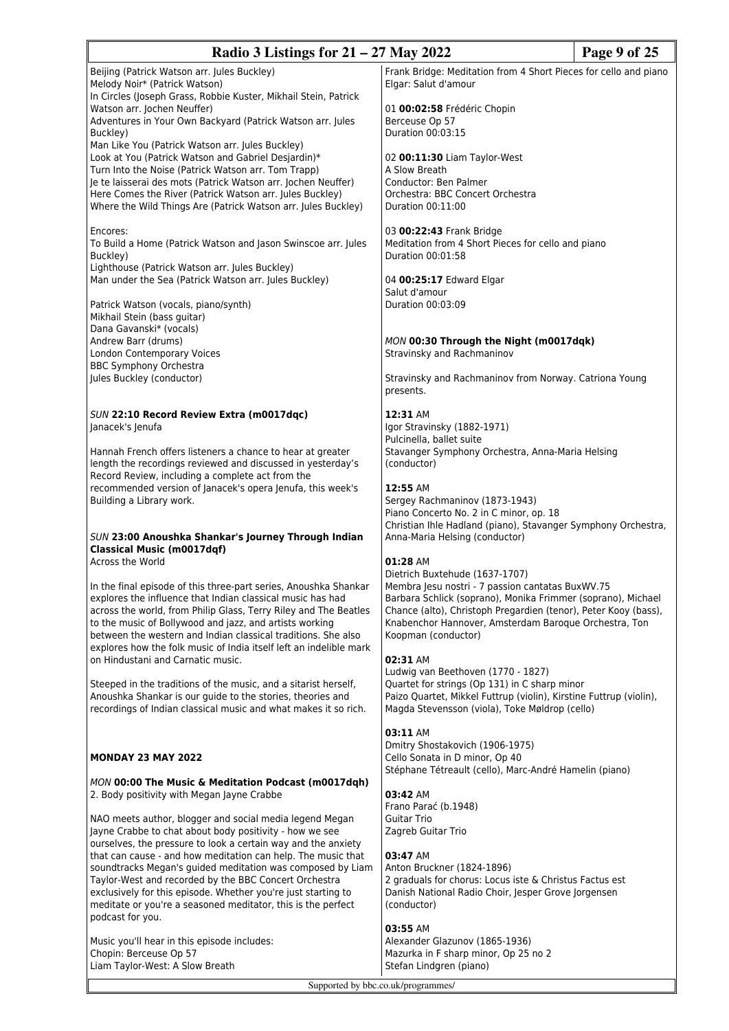Beijing (Patrick Watson arr. Jules Buckley)
Melody Noir* (Patrick Watson)
In Circles (Joseph Grass, Robbie Kuster, Mikhail Stein, Patrick Watson arr. Jochen Neuffer)
Adventures in Your Own Backyard (Patrick Watson arr. Jules Buckley)
Man Like You (Patrick Watson arr. Jules Buckley)
Look at You (Patrick Watson and Gabriel Desjardin)*
Turn Into the Noise (Patrick Watson arr. Tom Trapp)
Je te laisserai des mots (Patrick Watson arr. Jochen Neuffer)
Here Comes the River (Patrick Watson arr. Jules Buckley)
Where the Wild Things Are (Patrick Watson arr. Jules Buckley)

Encores:
To Build a Home (Patrick Watson and Jason Swinscoe arr. Jules Buckley)
Lighthouse (Patrick Watson arr. Jules Buckley)
Man under the Sea (Patrick Watson arr. Jules Buckley)

Patrick Watson (vocals, piano/synth)
Mikhail Stein (bass guitar)
Dana Gavanski* (vocals)
Andrew Barr (drums)
London Contemporary Voices
BBC Symphony Orchestra
Jules Buckley (conductor)

*SUN* **22:10 Record Review Extra (m0017dqc)**
Janacek's Jenufa

Hannah French offers listeners a chance to hear at greater length the recordings reviewed and discussed in yesterday's Record Review, including a complete act from the recommended version of Janacek's opera Jenufa, this week's Building a Library work.

*SUN* **23:00 Anoushka Shankar's Journey Through Indian Classical Music (m0017dqf)**
Across the World

In the final episode of this three-part series, Anoushka Shankar explores the influence that Indian classical music has had across the world, from Philip Glass, Terry Riley and The Beatles to the music of Bollywood and jazz, and artists working between the western and Indian classical traditions. She also explores how the folk music of India itself left an indelible mark on Hindustani and Carnatic music.

Steeped in the traditions of the music, and a sitarist herself, Anoushka Shankar is our guide to the stories, theories and recordings of Indian classical music and what makes it so rich.

**MONDAY 23 MAY 2022**

*MON* **00:00 The Music & Meditation Podcast (m0017dqh)**
2. Body positivity with Megan Jayne Crabbe

NAO meets author, blogger and social media legend Megan Jayne Crabbe to chat about body positivity - how we see ourselves, the pressure to look a certain way and the anxiety that can cause - and how meditation can help. The music that soundtracks Megan's guided meditation was composed by Liam Taylor-West and recorded by the BBC Concert Orchestra exclusively for this episode. Whether you're just starting to meditate or you're a seasoned meditator, this is the perfect podcast for you.

Music you'll hear in this episode includes:
Chopin: Berceuse Op 57
Liam Taylor-West: A Slow Breath
Frank Bridge: Meditation from 4 Short Pieces for cello and piano
Elgar: Salut d'amour

01 **00:02:58** Frédéric Chopin
Berceuse Op 57
Duration 00:03:15

02 **00:11:30** Liam Taylor-West
A Slow Breath
Conductor: Ben Palmer
Orchestra: BBC Concert Orchestra
Duration 00:11:00

03 **00:22:43** Frank Bridge
Meditation from 4 Short Pieces for cello and piano
Duration 00:01:58

04 **00:25:17** Edward Elgar
Salut d'amour
Duration 00:03:09

*MON* **00:30 Through the Night (m0017dqk)**
Stravinsky and Rachmaninov

Stravinsky and Rachmaninov from Norway. Catriona Young presents.

**12:31** AM
Igor Stravinsky (1882-1971)
Pulcinella, ballet suite
Stavanger Symphony Orchestra, Anna-Maria Helsing (conductor)

**12:55** AM
Sergey Rachmaninov (1873-1943)
Piano Concerto No. 2 in C minor, op. 18
Christian Ihle Hadland (piano), Stavanger Symphony Orchestra, Anna-Maria Helsing (conductor)

**01:28** AM
Dietrich Buxtehude (1637-1707)
Membra Jesu nostri - 7 passion cantatas BuxWV.75
Barbara Schlick (soprano), Monika Frimmer (soprano), Michael Chance (alto), Christoph Pregardien (tenor), Peter Kooy (bass), Knabenchor Hannover, Amsterdam Baroque Orchestra, Ton Koopman (conductor)

**02:31** AM
Ludwig van Beethoven (1770 - 1827)
Quartet for strings (Op 131) in C sharp minor
Paizo Quartet, Mikkel Futtrup (violin), Kirstine Futtrup (violin), Magda Stevensson (viola), Toke Møldrop (cello)

**03:11** AM
Dmitry Shostakovich (1906-1975)
Cello Sonata in D minor, Op 40
Stéphane Tétreault (cello), Marc-André Hamelin (piano)

**03:42** AM
Frano Parać (b.1948)
Guitar Trio
Zagreb Guitar Trio

**03:47** AM
Anton Bruckner (1824-1896)
2 graduals for chorus: Locus iste & Christus Factus est
Danish National Radio Choir, Jesper Grove Jorgensen (conductor)

**03:55** AM
Alexander Glazunov (1865-1936)
Mazurka in F sharp minor, Op 25 no 2
Stefan Lindgren (piano)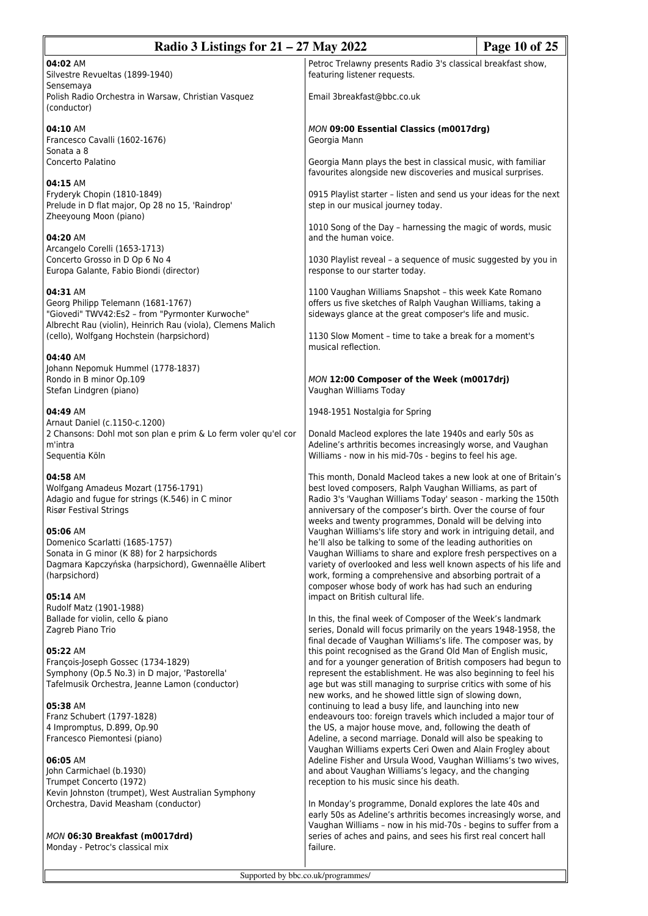**04:02** AM
Silvestre Revueltas (1899-1940)
Sensemaya
Polish Radio Orchestra in Warsaw, Christian Vasquez (conductor)

**04:10** AM
Francesco Cavalli (1602-1676)
Sonata a 8
Concerto Palatino

**04:15** AM
Fryderyk Chopin (1810-1849)
Prelude in D flat major, Op 28 no 15, 'Raindrop'
Zheeyoung Moon (piano)

**04:20** AM
Arcangelo Corelli (1653-1713)
Concerto Grosso in D Op 6 No 4
Europa Galante, Fabio Biondi (director)

**04:31** AM
Georg Philipp Telemann (1681-1767)
"Giovedi" TWV42:Es2 – from "Pyrmonter Kurwoche"
Albrecht Rau (violin), Heinrich Rau (viola), Clemens Malich (cello), Wolfgang Hochstein (harpsichord)

**04:40** AM
Johann Nepomuk Hummel (1778-1837)
Rondo in B minor Op.109
Stefan Lindgren (piano)

**04:49** AM
Arnaut Daniel (c.1150-c.1200)
2 Chansons: Dohl mot son plan e prim & Lo ferm voler qu'el cor m'intra
Sequentia Köln

**04:58** AM
Wolfgang Amadeus Mozart (1756-1791)
Adagio and fugue for strings (K.546) in C minor
Risør Festival Strings

**05:06** AM
Domenico Scarlatti (1685-1757)
Sonata in G minor (K 88) for 2 harpsichords
Dagmara Kapczyńska (harpsichord), Gwennaëlle Alibert (harpsichord)

**05:14** AM
Rudolf Matz (1901-1988)
Ballade for violin, cello & piano
Zagreb Piano Trio

**05:22** AM
François-Joseph Gossec (1734-1829)
Symphony (Op.5 No.3) in D major, 'Pastorella'
Tafelmusik Orchestra, Jeanne Lamon (conductor)

**05:38** AM
Franz Schubert (1797-1828)
4 Impromptus, D.899, Op.90
Francesco Piemontesi (piano)

**06:05** AM
John Carmichael (b.1930)
Trumpet Concerto (1972)
Kevin Johnston (trumpet), West Australian Symphony Orchestra, David Measham (conductor)

*MON* **06:30 Breakfast (m0017drd)**
Monday - Petroc's classical mix

Petroc Trelawny presents Radio 3's classical breakfast show, featuring listener requests.

Email 3breakfast@bbc.co.uk

*MON* **09:00 Essential Classics (m0017drg)**
Georgia Mann

Georgia Mann plays the best in classical music, with familiar favourites alongside new discoveries and musical surprises.

0915 Playlist starter – listen and send us your ideas for the next step in our musical journey today.

1010 Song of the Day – harnessing the magic of words, music and the human voice.

1030 Playlist reveal – a sequence of music suggested by you in response to our starter today.

1100 Vaughan Williams Snapshot – this week Kate Romano offers us five sketches of Ralph Vaughan Williams, taking a sideways glance at the great composer's life and music.

1130 Slow Moment – time to take a break for a moment's musical reflection.

*MON* **12:00 Composer of the Week (m0017drj)**
Vaughan Williams Today

1948-1951 Nostalgia for Spring

Donald Macleod explores the late 1940s and early 50s as Adeline's arthritis becomes increasingly worse, and Vaughan Williams - now in his mid-70s - begins to feel his age.

This month, Donald Macleod takes a new look at one of Britain's best loved composers, Ralph Vaughan Williams, as part of Radio 3's 'Vaughan Williams Today' season - marking the 150th anniversary of the composer's birth. Over the course of four weeks and twenty programmes, Donald will be delving into Vaughan Williams's life story and work in intriguing detail, and he'll also be talking to some of the leading authorities on Vaughan Williams to share and explore fresh perspectives on a variety of overlooked and less well known aspects of his life and work, forming a comprehensive and absorbing portrait of a composer whose body of work has had such an enduring impact on British cultural life.

In this, the final week of Composer of the Week's landmark series, Donald will focus primarily on the years 1948-1958, the final decade of Vaughan Williams's life. The composer was, by this point recognised as the Grand Old Man of English music, and for a younger generation of British composers had begun to represent the establishment. He was also beginning to feel his age but was still managing to surprise critics with some of his new works, and he showed little sign of slowing down, continuing to lead a busy life, and launching into new endeavours too: foreign travels which included a major tour of the US, a major house move, and, following the death of Adeline, a second marriage. Donald will also be speaking to Vaughan Williams experts Ceri Owen and Alain Frogley about Adeline Fisher and Ursula Wood, Vaughan Williams's two wives, and about Vaughan Williams's legacy, and the changing reception to his music since his death.

In Monday's programme, Donald explores the late 40s and early 50s as Adeline's arthritis becomes increasingly worse, and Vaughan Williams – now in his mid-70s - begins to suffer from a series of aches and pains, and sees his first real concert hall failure.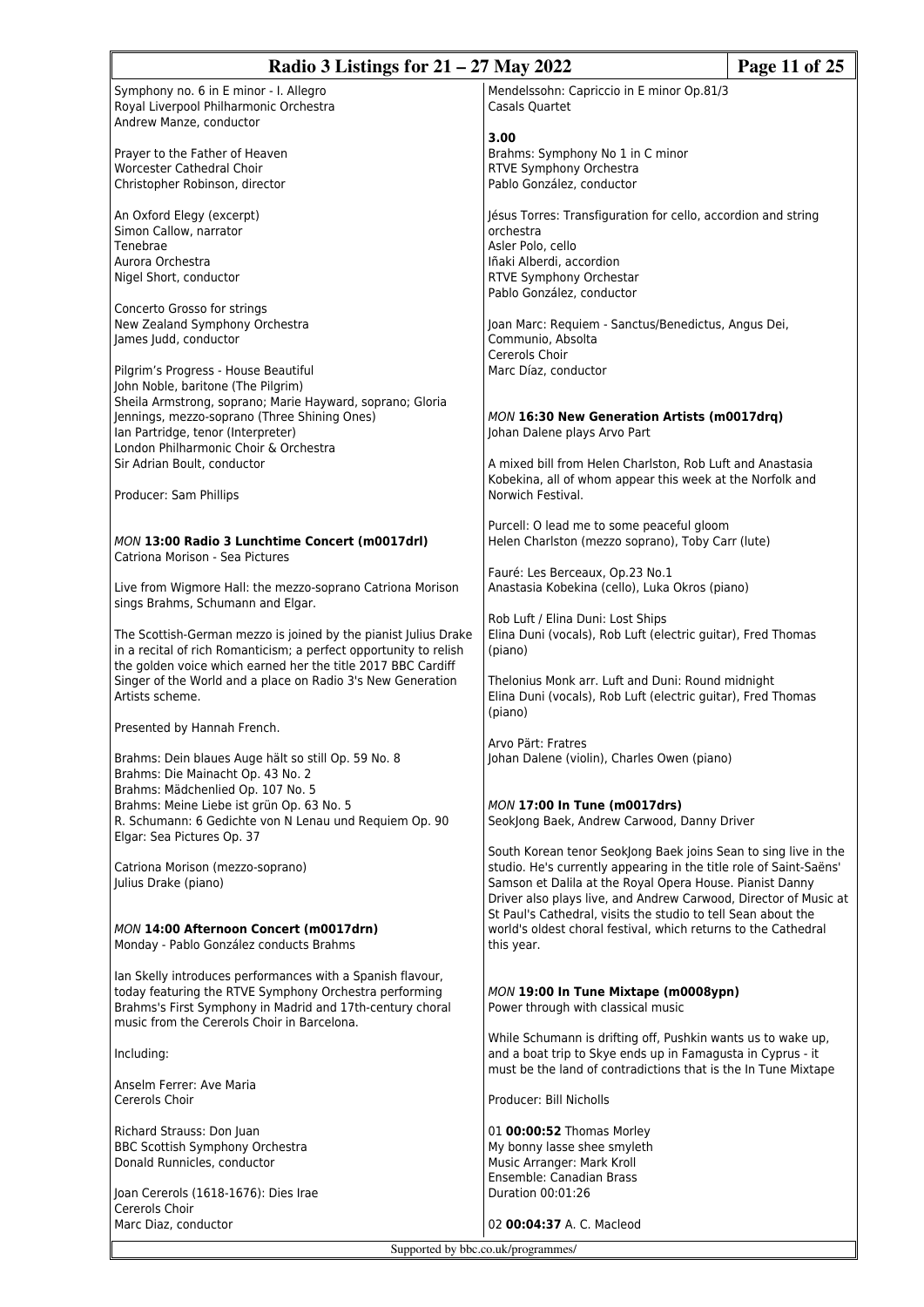Symphony no. 6 in E minor - I. Allegro
Royal Liverpool Philharmonic Orchestra
Andrew Manze, conductor

Prayer to the Father of Heaven
Worcester Cathedral Choir
Christopher Robinson, director

An Oxford Elegy (excerpt)
Simon Callow, narrator
Tenebrae
Aurora Orchestra
Nigel Short, conductor

Concerto Grosso for strings
New Zealand Symphony Orchestra
James Judd, conductor

Pilgrim's Progress - House Beautiful
John Noble, baritone (The Pilgrim)
Sheila Armstrong, soprano; Marie Hayward, soprano; Gloria Jennings, mezzo-soprano (Three Shining Ones)
Ian Partridge, tenor (Interpreter)
London Philharmonic Choir & Orchestra
Sir Adrian Boult, conductor

Producer: Sam Phillips

*MON* **13:00 Radio 3 Lunchtime Concert (m0017drl)**
Catriona Morison - Sea Pictures

Live from Wigmore Hall: the mezzo-soprano Catriona Morison sings Brahms, Schumann and Elgar.

The Scottish-German mezzo is joined by the pianist Julius Drake in a recital of rich Romanticism; a perfect opportunity to relish the golden voice which earned her the title 2017 BBC Cardiff Singer of the World and a place on Radio 3's New Generation Artists scheme.

Presented by Hannah French.

Brahms: Dein blaues Auge hält so still Op. 59 No. 8
Brahms: Die Mainacht Op. 43 No. 2
Brahms: Mädchenlied Op. 107 No. 5
Brahms: Meine Liebe ist grün Op. 63 No. 5
R. Schumann: 6 Gedichte von N Lenau und Requiem Op. 90
Elgar: Sea Pictures Op. 37

Catriona Morison (mezzo-soprano)
Julius Drake (piano)

*MON* **14:00 Afternoon Concert (m0017drn)**
Monday - Pablo González conducts Brahms

Ian Skelly introduces performances with a Spanish flavour, today featuring the RTVE Symphony Orchestra performing Brahms's First Symphony in Madrid and 17th-century choral music from the Cererols Choir in Barcelona.

Including:

Anselm Ferrer: Ave Maria
Cererols Choir

Richard Strauss: Don Juan
BBC Scottish Symphony Orchestra
Donald Runnicles, conductor

Joan Cererols (1618-1676): Dies Irae
Cererols Choir
Marc Diaz, conductor

Mendelssohn: Capriccio in E minor Op.81/3
Casals Quartet

**3.00**
Brahms: Symphony No 1 in C minor
RTVE Symphony Orchestra
Pablo González, conductor

Jésus Torres: Transfiguration for cello, accordion and string orchestra
Asler Polo, cello
Iñaki Alberdi, accordion
RTVE Symphony Orchestar
Pablo González, conductor

Joan Marc: Requiem - Sanctus/Benedictus, Angus Dei, Communio, Absolta
Cererols Choir
Marc Díaz, conductor

*MON* **16:30 New Generation Artists (m0017drq)**
Johan Dalene plays Arvo Part

A mixed bill from Helen Charlston, Rob Luft and Anastasia Kobekina, all of whom appear this week at the Norfolk and Norwich Festival.

Purcell: O lead me to some peaceful gloom
Helen Charlston (mezzo soprano), Toby Carr (lute)

Fauré: Les Berceaux, Op.23 No.1
Anastasia Kobekina (cello), Luka Okros (piano)

Rob Luft / Elina Duni: Lost Ships
Elina Duni (vocals), Rob Luft (electric guitar), Fred Thomas (piano)

Thelonius Monk arr. Luft and Duni: Round midnight
Elina Duni (vocals), Rob Luft (electric guitar), Fred Thomas (piano)

Arvo Pärt: Fratres
Johan Dalene (violin), Charles Owen (piano)

*MON* **17:00 In Tune (m0017drs)**
SeokJong Baek, Andrew Carwood, Danny Driver

South Korean tenor SeokJong Baek joins Sean to sing live in the studio. He's currently appearing in the title role of Saint-Saëns' Samson et Dalila at the Royal Opera House. Pianist Danny Driver also plays live, and Andrew Carwood, Director of Music at St Paul's Cathedral, visits the studio to tell Sean about the world's oldest choral festival, which returns to the Cathedral this year.

*MON* **19:00 In Tune Mixtape (m0008ypn)**
Power through with classical music

While Schumann is drifting off, Pushkin wants us to wake up, and a boat trip to Skye ends up in Famagusta in Cyprus - it must be the land of contradictions that is the In Tune Mixtape

Producer: Bill Nicholls

01 **00:00:52** Thomas Morley
My bonny lasse shee smyleth
Music Arranger: Mark Kroll
Ensemble: Canadian Brass
Duration 00:01:26

02 **00:04:37** A. C. Macleod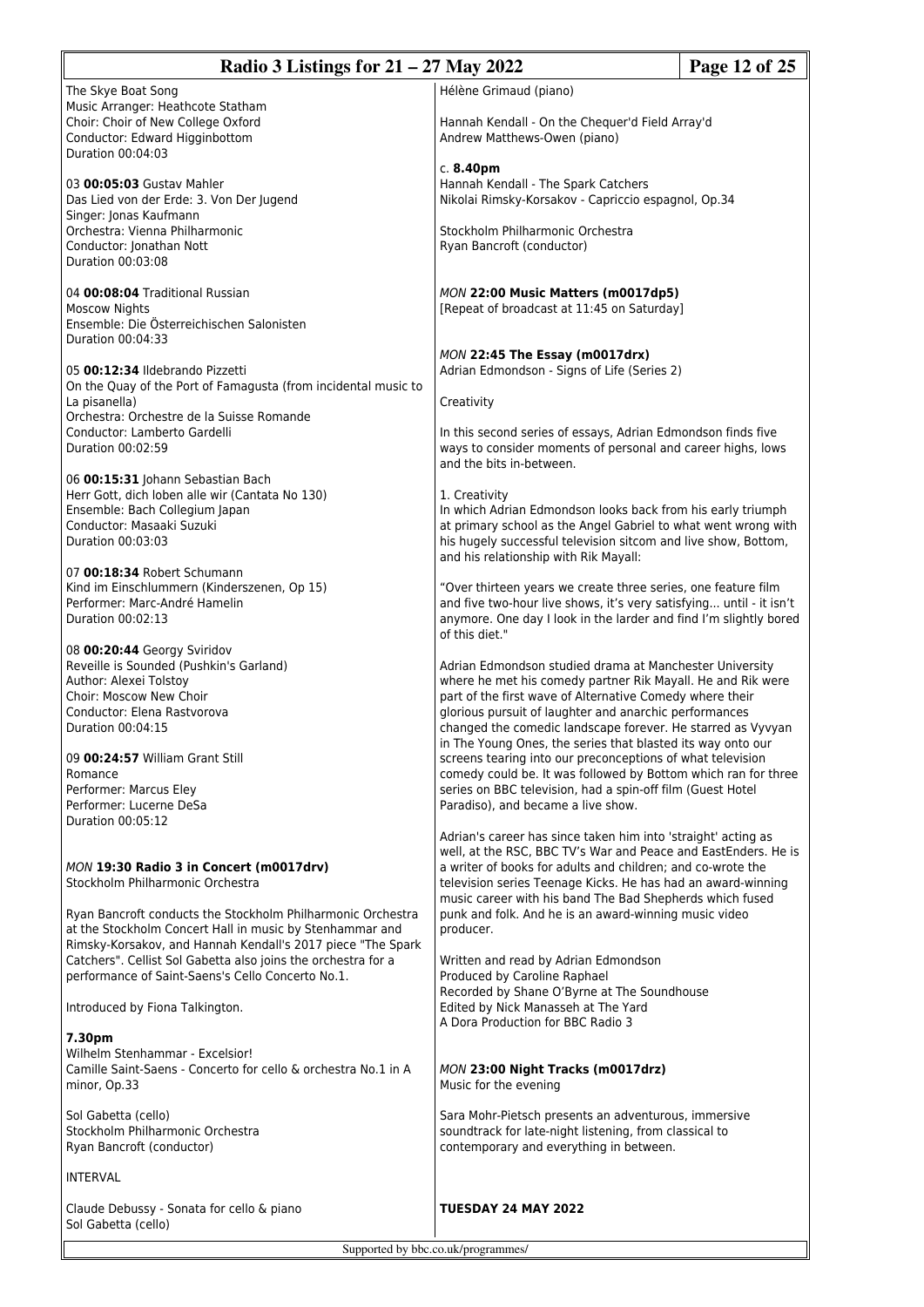The Skye Boat Song
Music Arranger: Heathcote Statham
Choir: Choir of New College Oxford
Conductor: Edward Higginbottom
Duration 00:04:03

03 **00:05:03** Gustav Mahler
Das Lied von der Erde: 3. Von Der Jugend
Singer: Jonas Kaufmann
Orchestra: Vienna Philharmonic
Conductor: Jonathan Nott
Duration 00:03:08

04 **00:08:04** Traditional Russian
Moscow Nights
Ensemble: Die Österreichischen Salonisten
Duration 00:04:33

05 **00:12:34** Ildebrando Pizzetti
On the Quay of the Port of Famagusta (from incidental music to La pisanella)
Orchestra: Orchestre de la Suisse Romande
Conductor: Lamberto Gardelli
Duration 00:02:59

06 **00:15:31** Johann Sebastian Bach
Herr Gott, dich loben alle wir (Cantata No 130)
Ensemble: Bach Collegium Japan
Conductor: Masaaki Suzuki
Duration 00:03:03

07 **00:18:34** Robert Schumann
Kind im Einschlummern (Kinderszenen, Op 15)
Performer: Marc-André Hamelin
Duration 00:02:13

08 **00:20:44** Georgy Sviridov
Reveille is Sounded (Pushkin's Garland)
Author: Alexei Tolstoy
Choir: Moscow New Choir
Conductor: Elena Rastvorova
Duration 00:04:15

09 **00:24:57** William Grant Still
Romance
Performer: Marcus Eley
Performer: Lucerne DeSa
Duration 00:05:12

*MON* **19:30 Radio 3 in Concert (m0017drv)**
Stockholm Philharmonic Orchestra

Ryan Bancroft conducts the Stockholm Philharmonic Orchestra at the Stockholm Concert Hall in music by Stenhammar and Rimsky-Korsakov, and Hannah Kendall's 2017 piece "The Spark Catchers". Cellist Sol Gabetta also joins the orchestra for a performance of Saint-Saens's Cello Concerto No.1.

Introduced by Fiona Talkington.

**7.30pm**
Wilhelm Stenhammar - Excelsior!
Camille Saint-Saens - Concerto for cello & orchestra No.1 in A minor, Op.33

Sol Gabetta (cello)
Stockholm Philharmonic Orchestra
Ryan Bancroft (conductor)

INTERVAL

Claude Debussy - Sonata for cello & piano
Sol Gabetta (cello)
Hélène Grimaud (piano)

Hannah Kendall - On the Chequer'd Field Array'd
Andrew Matthews-Owen (piano)

c. **8.40pm**
Hannah Kendall - The Spark Catchers
Nikolai Rimsky-Korsakov - Capriccio espagnol, Op.34

Stockholm Philharmonic Orchestra
Ryan Bancroft (conductor)

*MON* **22:00 Music Matters (m0017dp5)**
[Repeat of broadcast at 11:45 on Saturday]

*MON* **22:45 The Essay (m0017drx)**
Adrian Edmondson - Signs of Life (Series 2)

Creativity

In this second series of essays, Adrian Edmondson finds five ways to consider moments of personal and career highs, lows and the bits in-between.

1. Creativity
In which Adrian Edmondson looks back from his early triumph at primary school as the Angel Gabriel to what went wrong with his hugely successful television sitcom and live show, Bottom, and his relationship with Rik Mayall:

"Over thirteen years we create three series, one feature film and five two-hour live shows, it's very satisfying... until - it isn't anymore. One day I look in the larder and find I'm slightly bored of this diet."

Adrian Edmondson studied drama at Manchester University where he met his comedy partner Rik Mayall. He and Rik were part of the first wave of Alternative Comedy where their glorious pursuit of laughter and anarchic performances changed the comedic landscape forever. He starred as Vyvyan in The Young Ones, the series that blasted its way onto our screens tearing into our preconceptions of what television comedy could be. It was followed by Bottom which ran for three series on BBC television, had a spin-off film (Guest Hotel Paradiso), and became a live show.

Adrian's career has since taken him into 'straight' acting as well, at the RSC, BBC TV's War and Peace and EastEnders. He is a writer of books for adults and children; and co-wrote the television series Teenage Kicks. He has had an award-winning music career with his band The Bad Shepherds which fused punk and folk. And he is an award-winning music video producer.

Written and read by Adrian Edmondson
Produced by Caroline Raphael
Recorded by Shane O'Byrne at The Soundhouse
Edited by Nick Manasseh at The Yard
A Dora Production for BBC Radio 3

*MON* **23:00 Night Tracks (m0017drz)**
Music for the evening

Sara Mohr-Pietsch presents an adventurous, immersive soundtrack for late-night listening, from classical to contemporary and everything in between.

**TUESDAY 24 MAY 2022**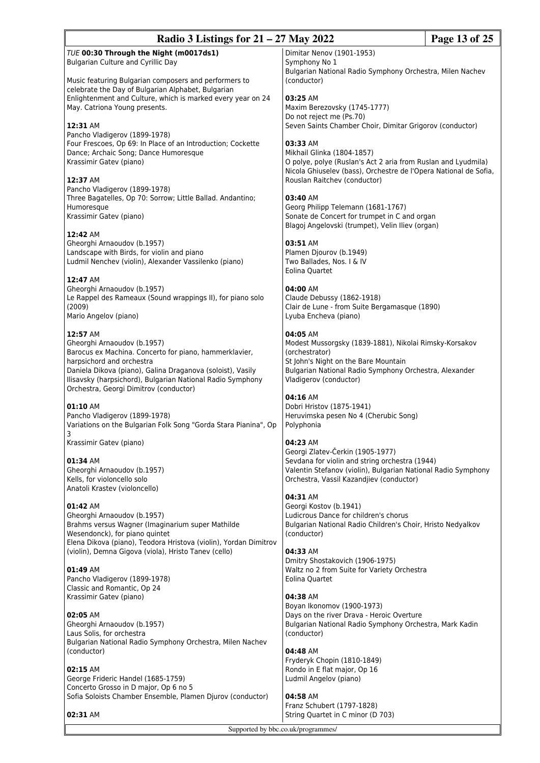*TUE* **00:30 Through the Night (m0017ds1)**
Bulgarian Culture and Cyrillic Day

Music featuring Bulgarian composers and performers to celebrate the Day of Bulgarian Alphabet, Bulgarian Enlightenment and Culture, which is marked every year on 24 May. Catriona Young presents.

**12:31** AM
Pancho Vladigerov (1899-1978)
Four Frescoes, Op 69: In Place of an Introduction; Cockette Dance; Archaic Song; Dance Humoresque
Krassimir Gatev (piano)

**12:37** AM
Pancho Vladigerov (1899-1978)
Three Bagatelles, Op 70: Sorrow; Little Ballad. Andantino; Humoresque
Krassimir Gatev (piano)

**12:42** AM
Gheorghi Arnaoudov (b.1957)
Landscape with Birds, for violin and piano
Ludmil Nenchev (violin), Alexander Vassilenko (piano)

**12:47** AM
Gheorghi Arnaoudov (b.1957)
Le Rappel des Rameaux (Sound wrappings II), for piano solo (2009)
Mario Angelov (piano)

**12:57** AM
Gheorghi Arnaoudov (b.1957)
Barocus ex Machina. Concerto for piano, hammerklavier, harpsichord and orchestra
Daniela Dikova (piano), Galina Draganova (soloist), Vasily Ilisavsky (harpsichord), Bulgarian National Radio Symphony Orchestra, Georgi Dimitrov (conductor)

**01:10** AM
Pancho Vladigerov (1899-1978)
Variations on the Bulgarian Folk Song "Gorda Stara Pianina", Op 3
Krassimir Gatev (piano)

**01:34** AM
Gheorghi Arnaoudov (b.1957)
Kells, for violoncello solo
Anatoli Krastev (violoncello)

**01:42** AM
Gheorghi Arnaoudov (b.1957)
Brahms versus Wagner (Imaginarium super Mathilde Wesendonck), for piano quintet
Elena Dikova (piano), Teodora Hristova (violin), Yordan Dimitrov (violin), Demna Gigova (viola), Hristo Tanev (cello)

**01:49** AM
Pancho Vladigerov (1899-1978)
Classic and Romantic, Op 24
Krassimir Gatev (piano)

**02:05** AM
Gheorghi Arnaoudov (b.1957)
Laus Solis, for orchestra
Bulgarian National Radio Symphony Orchestra, Milen Nachev (conductor)

**02:15** AM
George Frideric Handel (1685-1759)
Concerto Grosso in D major, Op 6 no 5
Sofia Soloists Chamber Ensemble, Plamen Djurov (conductor)

**02:31** AM
Dimitar Nenov (1901-1953)
Symphony No 1
Bulgarian National Radio Symphony Orchestra, Milen Nachev (conductor)

**03:25** AM
Maxim Berezovsky (1745-1777)
Do not reject me (Ps.70)
Seven Saints Chamber Choir, Dimitar Grigorov (conductor)

**03:33** AM
Mikhail Glinka (1804-1857)
O polye, polye (Ruslan's Act 2 aria from Ruslan and Lyudmila)
Nicola Ghiuselev (bass), Orchestre de l'Opera National de Sofia, Rouslan Raitchev (conductor)

**03:40** AM
Georg Philipp Telemann (1681-1767)
Sonate de Concert for trumpet in C and organ
Blagoj Angelovski (trumpet), Velin Iliev (organ)

**03:51** AM
Plamen Djourov (b.1949)
Two Ballades, Nos. I & IV
Eolina Quartet

**04:00** AM
Claude Debussy (1862-1918)
Clair de Lune - from Suite Bergamasque (1890)
Lyuba Encheva (piano)

**04:05** AM
Modest Mussorgsky (1839-1881), Nikolai Rimsky-Korsakov (orchestrator)
St John's Night on the Bare Mountain
Bulgarian National Radio Symphony Orchestra, Alexander Vladigerov (conductor)

**04:16** AM
Dobri Hristov (1875-1941)
Heruvimska pesen No 4 (Cherubic Song)
Polyphonia

**04:23** AM
Georgi Zlatev-Čerkin (1905-1977)
Sevdana for violin and string orchestra (1944)
Valentin Stefanov (violin), Bulgarian National Radio Symphony Orchestra, Vassil Kazandjiev (conductor)

**04:31** AM
Georgi Kostov (b.1941)
Ludicrous Dance for children's chorus
Bulgarian National Radio Children's Choir, Hristo Nedyalkov (conductor)

**04:33** AM
Dmitry Shostakovich (1906-1975)
Waltz no 2 from Suite for Variety Orchestra
Eolina Quartet

**04:38** AM
Boyan Ikonomov (1900-1973)
Days on the river Drava - Heroic Overture
Bulgarian National Radio Symphony Orchestra, Mark Kadin (conductor)

**04:48** AM
Fryderyk Chopin (1810-1849)
Rondo in E flat major, Op 16
Ludmil Angelov (piano)

**04:58** AM
Franz Schubert (1797-1828)
String Quartet in C minor (D 703)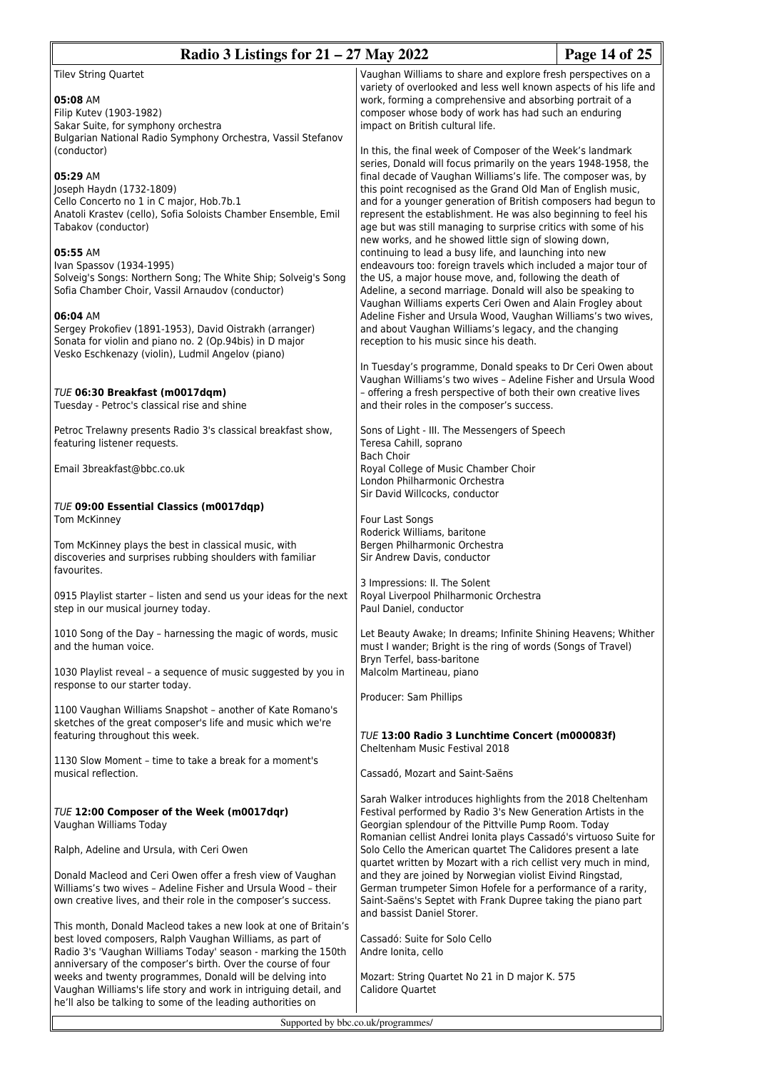Tilev String Quartet

**05:08** AM
Filip Kutev (1903-1982)
Sakar Suite, for symphony orchestra
Bulgarian National Radio Symphony Orchestra, Vassil Stefanov (conductor)

**05:29** AM
Joseph Haydn (1732-1809)
Cello Concerto no 1 in C major, Hob.7b.1
Anatoli Krastev (cello), Sofia Soloists Chamber Ensemble, Emil Tabakov (conductor)

**05:55** AM
Ivan Spassov (1934-1995)
Solveig's Songs: Northern Song; The White Ship; Solveig's Song
Sofia Chamber Choir, Vassil Arnaudov (conductor)

**06:04** AM
Sergey Prokofiev (1891-1953), David Oistrakh (arranger)
Sonata for violin and piano no. 2 (Op.94bis) in D major
Vesko Eschkenazy (violin), Ludmil Angelov (piano)

### *TUE* 06:30 Breakfast (m0017dqm)

Tuesday - Petroc's classical rise and shine

Petroc Trelawny presents Radio 3's classical breakfast show, featuring listener requests.

Email 3breakfast@bbc.co.uk

### *TUE* 09:00 Essential Classics (m0017dqp)

Tom McKinney

Tom McKinney plays the best in classical music, with discoveries and surprises rubbing shoulders with familiar favourites.

0915 Playlist starter – listen and send us your ideas for the next step in our musical journey today.

1010 Song of the Day – harnessing the magic of words, music and the human voice.

1030 Playlist reveal – a sequence of music suggested by you in response to our starter today.

1100 Vaughan Williams Snapshot – another of Kate Romano's sketches of the great composer's life and music which we're featuring throughout this week.

1130 Slow Moment – time to take a break for a moment's musical reflection.

### *TUE* 12:00 Composer of the Week (m0017dqr)

Vaughan Williams Today

Ralph, Adeline and Ursula, with Ceri Owen

Donald Macleod and Ceri Owen offer a fresh view of Vaughan Williams's two wives – Adeline Fisher and Ursula Wood – their own creative lives, and their role in the composer's success.

This month, Donald Macleod takes a new look at one of Britain's best loved composers, Ralph Vaughan Williams, as part of Radio 3's 'Vaughan Williams Today' season - marking the 150th anniversary of the composer's birth. Over the course of four weeks and twenty programmes, Donald will be delving into Vaughan Williams's life story and work in intriguing detail, and he'll also be talking to some of the leading authorities on Vaughan Williams to share and explore fresh perspectives on a variety of overlooked and less well known aspects of his life and work, forming a comprehensive and absorbing portrait of a composer whose body of work has had such an enduring impact on British cultural life.

In this, the final week of Composer of the Week's landmark series, Donald will focus primarily on the years 1948-1958, the final decade of Vaughan Williams's life. The composer was, by this point recognised as the Grand Old Man of English music, and for a younger generation of British composers had begun to represent the establishment. He was also beginning to feel his age but was still managing to surprise critics with some of his new works, and he showed little sign of slowing down, continuing to lead a busy life, and launching into new endeavours too: foreign travels which included a major tour of the US, a major house move, and, following the death of Adeline, a second marriage. Donald will also be speaking to Vaughan Williams experts Ceri Owen and Alain Frogley about Adeline Fisher and Ursula Wood, Vaughan Williams's two wives, and about Vaughan Williams's legacy, and the changing reception to his music since his death.

In Tuesday's programme, Donald speaks to Dr Ceri Owen about Vaughan Williams's two wives – Adeline Fisher and Ursula Wood – offering a fresh perspective of both their own creative lives and their roles in the composer's success.

Sons of Light - III. The Messengers of Speech
Teresa Cahill, soprano
Bach Choir
Royal College of Music Chamber Choir
London Philharmonic Orchestra
Sir David Willcocks, conductor

Four Last Songs
Roderick Williams, baritone
Bergen Philharmonic Orchestra
Sir Andrew Davis, conductor

3 Impressions: II. The Solent
Royal Liverpool Philharmonic Orchestra
Paul Daniel, conductor

Let Beauty Awake; In dreams; Infinite Shining Heavens; Whither must I wander; Bright is the ring of words (Songs of Travel)
Bryn Terfel, bass-baritone
Malcolm Martineau, piano

Producer: Sam Phillips

### *TUE* 13:00 Radio 3 Lunchtime Concert (m000083f)

Cheltenham Music Festival 2018

Cassadó, Mozart and Saint-Saëns

Sarah Walker introduces highlights from the 2018 Cheltenham Festival performed by Radio 3's New Generation Artists in the Georgian splendour of the Pittville Pump Room. Today Romanian cellist Andrei Ionita plays Cassadó's virtuoso Suite for Solo Cello the American quartet The Calidores present a late quartet written by Mozart with a rich cellist very much in mind, and they are joined by Norwegian violist Eivind Ringstad, German trumpeter Simon Hofele for a performance of a rarity, Saint-Saëns's Septet with Frank Dupree taking the piano part and bassist Daniel Storer.

Cassadó: Suite for Solo Cello
Andre Ionita, cello

Mozart: String Quartet No 21 in D major K. 575
Calidore Quartet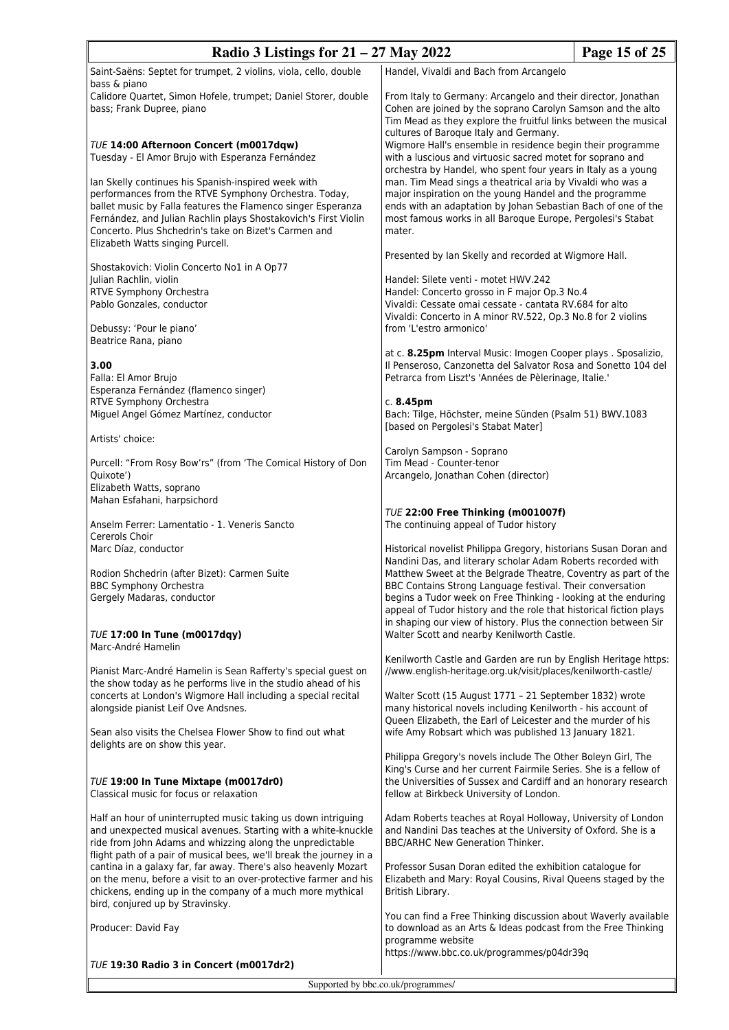Saint-Saëns: Septet for trumpet, 2 violins, viola, cello, double bass & piano
Calidore Quartet, Simon Hofele, trumpet; Daniel Storer, double bass; Frank Dupree, piano

*TUE* **14:00 Afternoon Concert (m0017dqw)**
Tuesday - El Amor Brujo with Esperanza Fernández

Ian Skelly continues his Spanish-inspired week with performances from the RTVE Symphony Orchestra. Today, ballet music by Falla features the Flamenco singer Esperanza Fernández, and Julian Rachlin plays Shostakovich's First Violin Concerto. Plus Shchedrin's take on Bizet's Carmen and Elizabeth Watts singing Purcell.

Shostakovich: Violin Concerto No1 in A Op77
Julian Rachlin, violin
RTVE Symphony Orchestra
Pablo Gonzales, conductor

Debussy: 'Pour le piano'
Beatrice Rana, piano

**3.00**
Falla: El Amor Brujo
Esperanza Fernández (flamenco singer)
RTVE Symphony Orchestra
Miguel Angel Gómez Martínez, conductor

Artists' choice:

Purcell: "From Rosy Bow'rs" (from 'The Comical History of Don Quixote')
Elizabeth Watts, soprano
Mahan Esfahani, harpsichord

Anselm Ferrer: Lamentatio - 1. Veneris Sancto
Cererols Choir
Marc Díaz, conductor

Rodion Shchedrin (after Bizet): Carmen Suite
BBC Symphony Orchestra
Gergely Madaras, conductor

*TUE* **17:00 In Tune (m0017dqy)**
Marc-André Hamelin

Pianist Marc-André Hamelin is Sean Rafferty's special guest on the show today as he performs live in the studio ahead of his concerts at London's Wigmore Hall including a special recital alongside pianist Leif Ove Andsnes.

Sean also visits the Chelsea Flower Show to find out what delights are on show this year.

*TUE* **19:00 In Tune Mixtape (m0017dr0)**
Classical music for focus or relaxation

Half an hour of uninterrupted music taking us down intriguing and unexpected musical avenues. Starting with a white-knuckle ride from John Adams and whizzing along the unpredictable flight path of a pair of musical bees, we'll break the journey in a cantina in a galaxy far, far away. There's also heavenly Mozart on the menu, before a visit to an over-protective farmer and his chickens, ending up in the company of a much more mythical bird, conjured up by Stravinsky.

Producer: David Fay

*TUE* **19:30 Radio 3 in Concert (m0017dr2)**
Handel, Vivaldi and Bach from Arcangelo

From Italy to Germany: Arcangelo and their director, Jonathan Cohen are joined by the soprano Carolyn Samson and the alto Tim Mead as they explore the fruitful links between the musical cultures of Baroque Italy and Germany.
Wigmore Hall's ensemble in residence begin their programme with a luscious and virtuosic sacred motet for soprano and orchestra by Handel, who spent four years in Italy as a young man. Tim Mead sings a theatrical aria by Vivaldi who was a major inspiration on the young Handel and the programme ends with an adaptation by Johan Sebastian Bach of one of the most famous works in all Baroque Europe, Pergolesi's Stabat mater.

Presented by Ian Skelly and recorded at Wigmore Hall.

Handel: Silete venti - motet HWV.242
Handel: Concerto grosso in F major Op.3 No.4
Vivaldi: Cessate omai cessate - cantata RV.684 for alto
Vivaldi: Concerto in A minor RV.522, Op.3 No.8 for 2 violins from 'L'estro armonico'

at c. **8.25pm** Interval Music: Imogen Cooper plays . Sposalizio, Il Penseroso, Canzonetta del Salvator Rosa and Sonetto 104 del Petrarca from Liszt's 'Années de Pèlerinage, Italie.'

c. **8.45pm**
Bach: Tilge, Höchster, meine Sünden (Psalm 51) BWV.1083 [based on Pergolesi's Stabat Mater]

Carolyn Sampson - Soprano
Tim Mead - Counter-tenor
Arcangelo, Jonathan Cohen (director)

*TUE* **22:00 Free Thinking (m001007f)**
The continuing appeal of Tudor history

Historical novelist Philippa Gregory, historians Susan Doran and Nandini Das, and literary scholar Adam Roberts recorded with Matthew Sweet at the Belgrade Theatre, Coventry as part of the BBC Contains Strong Language festival. Their conversation begins a Tudor week on Free Thinking - looking at the enduring appeal of Tudor history and the role that historical fiction plays in shaping our view of history. Plus the connection between Sir Walter Scott and nearby Kenilworth Castle.

Kenilworth Castle and Garden are run by English Heritage https://www.english-heritage.org.uk/visit/places/kenilworth-castle/

Walter Scott (15 August 1771 – 21 September 1832) wrote many historical novels including Kenilworth - his account of Queen Elizabeth, the Earl of Leicester and the murder of his wife Amy Robsart which was published 13 January 1821.

Philippa Gregory's novels include The Other Boleyn Girl, The King's Curse and her current Fairmile Series. She is a fellow of the Universities of Sussex and Cardiff and an honorary research fellow at Birkbeck University of London.

Adam Roberts teaches at Royal Holloway, University of London and Nandini Das teaches at the University of Oxford. She is a BBC/ARHC New Generation Thinker.

Professor Susan Doran edited the exhibition catalogue for Elizabeth and Mary: Royal Cousins, Rival Queens staged by the British Library.

You can find a Free Thinking discussion about Waverly available to download as an Arts & Ideas podcast from the Free Thinking programme website
https://www.bbc.co.uk/programmes/p04dr39q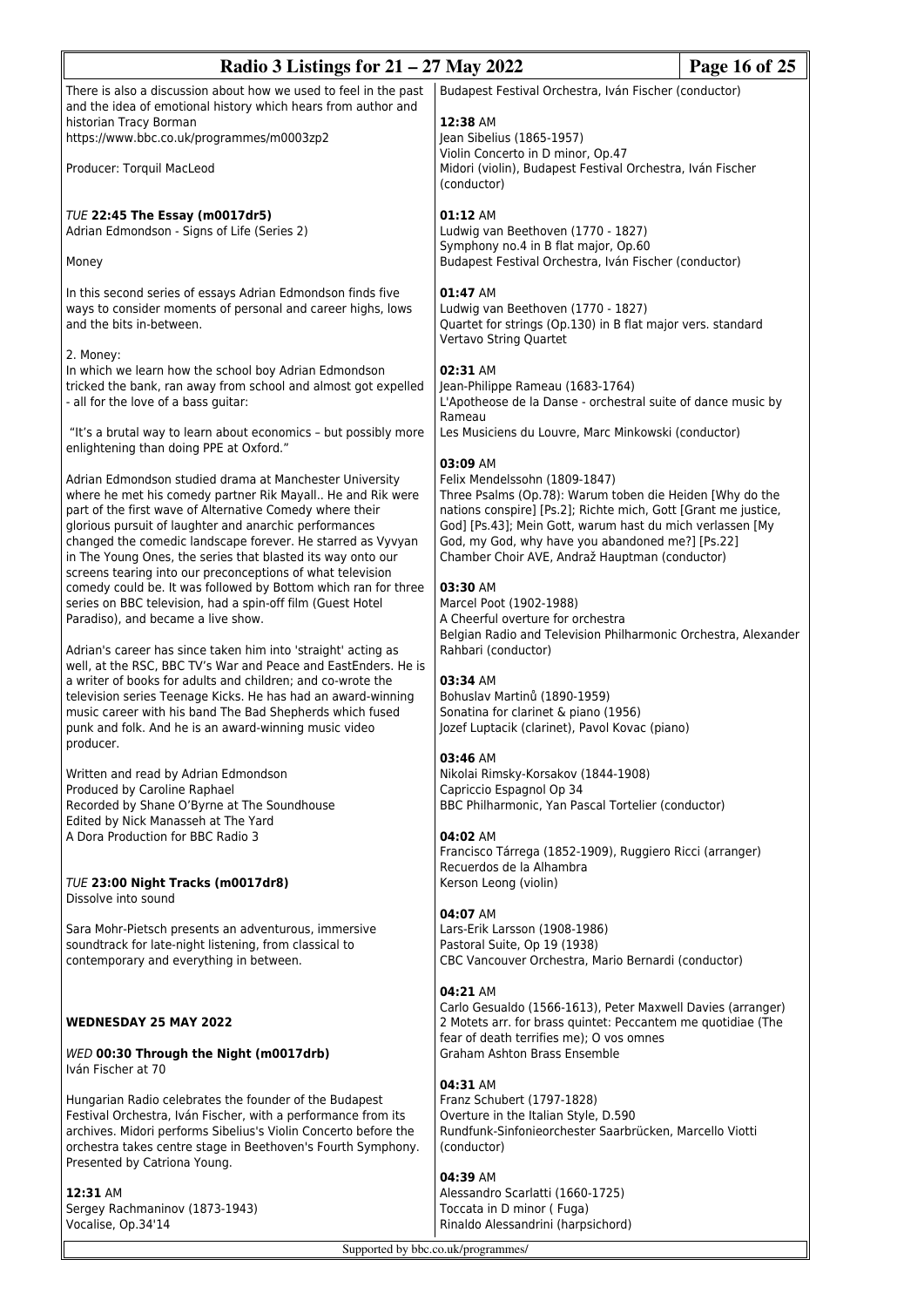There is also a discussion about how we used to feel in the past and the idea of emotional history which hears from author and historian Tracy Borman
https://www.bbc.co.uk/programmes/m0003zp2

Producer: Torquil MacLeod

*TUE* **22:45 The Essay (m0017dr5)**
Adrian Edmondson - Signs of Life (Series 2)

Money

In this second series of essays Adrian Edmondson finds five ways to consider moments of personal and career highs, lows and the bits in-between.

2. Money:
In which we learn how the school boy Adrian Edmondson tricked the bank, ran away from school and almost got expelled - all for the love of a bass guitar:

"It's a brutal way to learn about economics – but possibly more enlightening than doing PPE at Oxford."

Adrian Edmondson studied drama at Manchester University where he met his comedy partner Rik Mayall.. He and Rik were part of the first wave of Alternative Comedy where their glorious pursuit of laughter and anarchic performances changed the comedic landscape forever. He starred as Vyvyan in The Young Ones, the series that blasted its way onto our screens tearing into our preconceptions of what television comedy could be. It was followed by Bottom which ran for three series on BBC television, had a spin-off film (Guest Hotel Paradiso), and became a live show.

Adrian's career has since taken him into 'straight' acting as well, at the RSC, BBC TV's War and Peace and EastEnders. He is a writer of books for adults and children; and co-wrote the television series Teenage Kicks. He has had an award-winning music career with his band The Bad Shepherds which fused punk and folk. And he is an award-winning music video producer.

Written and read by Adrian Edmondson
Produced by Caroline Raphael
Recorded by Shane O'Byrne at The Soundhouse
Edited by Nick Manasseh at The Yard
A Dora Production for BBC Radio 3

*TUE* **23:00 Night Tracks (m0017dr8)**
Dissolve into sound

Sara Mohr-Pietsch presents an adventurous, immersive soundtrack for late-night listening, from classical to contemporary and everything in between.

## WEDNESDAY 25 MAY 2022

*WED* **00:30 Through the Night (m0017drb)**
Iván Fischer at 70

Hungarian Radio celebrates the founder of the Budapest Festival Orchestra, Iván Fischer, with a performance from its archives. Midori performs Sibelius's Violin Concerto before the orchestra takes centre stage in Beethoven's Fourth Symphony. Presented by Catriona Young.

**12:31** AM
Sergey Rachmaninov (1873-1943)
Vocalise, Op.34'14
Budapest Festival Orchestra, Iván Fischer (conductor)

**12:38** AM
Jean Sibelius (1865-1957)
Violin Concerto in D minor, Op.47
Midori (violin), Budapest Festival Orchestra, Iván Fischer (conductor)

**01:12** AM
Ludwig van Beethoven (1770 - 1827)
Symphony no.4 in B flat major, Op.60
Budapest Festival Orchestra, Iván Fischer (conductor)

**01:47** AM
Ludwig van Beethoven (1770 - 1827)
Quartet for strings (Op.130) in B flat major vers. standard
Vertavo String Quartet

**02:31** AM
Jean-Philippe Rameau (1683-1764)
L'Apotheose de la Danse - orchestral suite of dance music by Rameau
Les Musiciens du Louvre, Marc Minkowski (conductor)

**03:09** AM
Felix Mendelssohn (1809-1847)
Three Psalms (Op.78): Warum toben die Heiden [Why do the nations conspire] [Ps.2]; Richte mich, Gott [Grant me justice, God] [Ps.43]; Mein Gott, warum hast du mich verlassen [My God, my God, why have you abandoned me?] [Ps.22]
Chamber Choir AVE, Andraž Hauptman (conductor)

**03:30** AM
Marcel Poot (1902-1988)
A Cheerful overture for orchestra
Belgian Radio and Television Philharmonic Orchestra, Alexander Rahbari (conductor)

**03:34** AM
Bohuslav Martinů (1890-1959)
Sonatina for clarinet & piano (1956)
Jozef Luptacik (clarinet), Pavol Kovac (piano)

**03:46** AM
Nikolai Rimsky-Korsakov (1844-1908)
Capriccio Espagnol Op 34
BBC Philharmonic, Yan Pascal Tortelier (conductor)

**04:02** AM
Francisco Tárrega (1852-1909), Ruggiero Ricci (arranger)
Recuerdos de la Alhambra
Kerson Leong (violin)

**04:07** AM
Lars-Erik Larsson (1908-1986)
Pastoral Suite, Op 19 (1938)
CBC Vancouver Orchestra, Mario Bernardi (conductor)

**04:21** AM
Carlo Gesualdo (1566-1613), Peter Maxwell Davies (arranger)
2 Motets arr. for brass quintet: Peccantem me quotidiae (The fear of death terrifies me); O vos omnes
Graham Ashton Brass Ensemble

**04:31** AM
Franz Schubert (1797-1828)
Overture in the Italian Style, D.590
Rundfunk-Sinfonieorchester Saarbrücken, Marcello Viotti (conductor)

**04:39** AM
Alessandro Scarlatti (1660-1725)
Toccata in D minor ( Fuga)
Rinaldo Alessandrini (harpsichord)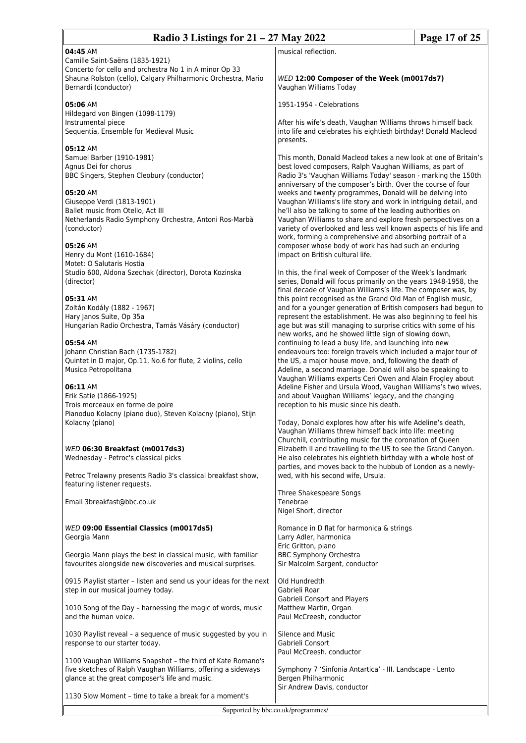**04:45** AM
Camille Saint-Saëns (1835-1921)
Concerto for cello and orchestra No 1 in A minor Op 33
Shauna Rolston (cello), Calgary Philharmonic Orchestra, Mario Bernardi (conductor)

**05:06** AM
Hildegard von Bingen (1098-1179)
Instrumental piece
Sequentia, Ensemble for Medieval Music

**05:12** AM
Samuel Barber (1910-1981)
Agnus Dei for chorus
BBC Singers, Stephen Cleobury (conductor)

**05:20** AM
Giuseppe Verdi (1813-1901)
Ballet music from Otello, Act III
Netherlands Radio Symphony Orchestra, Antoni Ros-Marbà (conductor)

**05:26** AM
Henry du Mont (1610-1684)
Motet: O Salutaris Hostia
Studio 600, Aldona Szechak (director), Dorota Kozinska (director)

**05:31** AM
Zoltán Kodály (1882 - 1967)
Hary Janos Suite, Op 35a
Hungarian Radio Orchestra, Tamás Vásáry (conductor)

**05:54** AM
Johann Christian Bach (1735-1782)
Quintet in D major, Op.11, No.6 for flute, 2 violins, cello
Musica Petropolitana

**06:11** AM
Erik Satie (1866-1925)
Trois morceaux en forme de poire
Pianoduo Kolacny (piano duo), Steven Kolacny (piano), Stijn Kolacny (piano)

*WED* **06:30 Breakfast (m0017ds3)**
Wednesday - Petroc's classical picks

Petroc Trelawny presents Radio 3's classical breakfast show, featuring listener requests.

Email 3breakfast@bbc.co.uk

*WED* **09:00 Essential Classics (m0017ds5)**
Georgia Mann

Georgia Mann plays the best in classical music, with familiar favourites alongside new discoveries and musical surprises.

0915 Playlist starter – listen and send us your ideas for the next step in our musical journey today.

1010 Song of the Day – harnessing the magic of words, music and the human voice.

1030 Playlist reveal – a sequence of music suggested by you in response to our starter today.

1100 Vaughan Williams Snapshot – the third of Kate Romano's five sketches of Ralph Vaughan Williams, offering a sideways glance at the great composer's life and music.

1130 Slow Moment – time to take a break for a moment's musical reflection.

*WED* **12:00 Composer of the Week (m0017ds7)**
Vaughan Williams Today

1951-1954 - Celebrations

After his wife's death, Vaughan Williams throws himself back into life and celebrates his eightieth birthday! Donald Macleod presents.

This month, Donald Macleod takes a new look at one of Britain's best loved composers, Ralph Vaughan Williams, as part of Radio 3's 'Vaughan Williams Today' season - marking the 150th anniversary of the composer's birth. Over the course of four weeks and twenty programmes, Donald will be delving into Vaughan Williams's life story and work in intriguing detail, and he'll also be talking to some of the leading authorities on Vaughan Williams to share and explore fresh perspectives on a variety of overlooked and less well known aspects of his life and work, forming a comprehensive and absorbing portrait of a composer whose body of work has had such an enduring impact on British cultural life.

In this, the final week of Composer of the Week's landmark series, Donald will focus primarily on the years 1948-1958, the final decade of Vaughan Williams's life. The composer was, by this point recognised as the Grand Old Man of English music, and for a younger generation of British composers had begun to represent the establishment. He was also beginning to feel his age but was still managing to surprise critics with some of his new works, and he showed little sign of slowing down, continuing to lead a busy life, and launching into new endeavours too: foreign travels which included a major tour of the US, a major house move, and, following the death of Adeline, a second marriage. Donald will also be speaking to Vaughan Williams experts Ceri Owen and Alain Frogley about Adeline Fisher and Ursula Wood, Vaughan Williams's two wives, and about Vaughan Williams' legacy, and the changing reception to his music since his death.

Today, Donald explores how after his wife Adeline's death, Vaughan Williams threw himself back into life: meeting Churchill, contributing music for the coronation of Queen Elizabeth II and travelling to the US to see the Grand Canyon. He also celebrates his eightieth birthday with a whole host of parties, and moves back to the hubbub of London as a newly-wed, with his second wife, Ursula.

Three Shakespeare Songs
Tenebrae
Nigel Short, director

Romance in D flat for harmonica & strings
Larry Adler, harmonica
Eric Gritton, piano
BBC Symphony Orchestra
Sir Malcolm Sargent, conductor

Old Hundredth
Gabrieli Roar
Gabrieli Consort and Players
Matthew Martin, Organ
Paul McCreesh, conductor

Silence and Music
Gabrieli Consort
Paul McCreesh. conductor

Symphony 7 'Sinfonia Antartica' - III. Landscape - Lento
Bergen Philharmonic
Sir Andrew Davis, conductor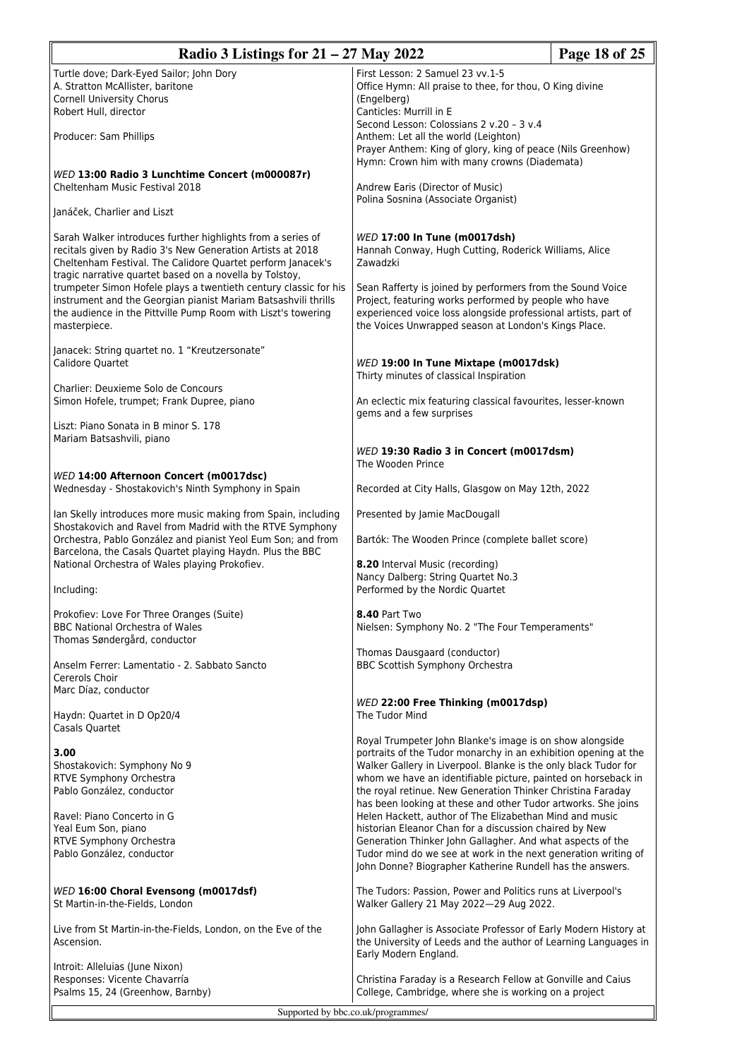Turtle dove; Dark-Eyed Sailor; John Dory
A. Stratton McAllister, baritone
Cornell University Chorus
Robert Hull, director

Producer: Sam Phillips

*WED* **13:00 Radio 3 Lunchtime Concert (m000087r)**
Cheltenham Music Festival 2018

Janáček, Charlier and Liszt

Sarah Walker introduces further highlights from a series of recitals given by Radio 3's New Generation Artists at 2018 Cheltenham Festival. The Calidore Quartet perform Janacek's tragic narrative quartet based on a novella by Tolstoy, trumpeter Simon Hofele plays a twentieth century classic for his instrument and the Georgian pianist Mariam Batsashvili thrills the audience in the Pittville Pump Room with Liszt's towering masterpiece.

Janacek: String quartet no. 1 "Kreutzersonate"
Calidore Quartet

Charlier: Deuxieme Solo de Concours
Simon Hofele, trumpet; Frank Dupree, piano

Liszt: Piano Sonata in B minor S. 178
Mariam Batsashvili, piano

*WED* **14:00 Afternoon Concert (m0017dsc)**
Wednesday - Shostakovich's Ninth Symphony in Spain

Ian Skelly introduces more music making from Spain, including Shostakovich and Ravel from Madrid with the RTVE Symphony Orchestra, Pablo González and pianist Yeol Eum Son; and from Barcelona, the Casals Quartet playing Haydn. Plus the BBC National Orchestra of Wales playing Prokofiev.

Including:

Prokofiev: Love For Three Oranges (Suite)
BBC National Orchestra of Wales
Thomas Søndergård, conductor

Anselm Ferrer: Lamentatio - 2. Sabbato Sancto
Cererols Choir
Marc Díaz, conductor

Haydn: Quartet in D Op20/4
Casals Quartet

**3.00**
Shostakovich: Symphony No 9
RTVE Symphony Orchestra
Pablo González, conductor

Ravel: Piano Concerto in G
Yeal Eum Son, piano
RTVE Symphony Orchestra
Pablo González, conductor

*WED* **16:00 Choral Evensong (m0017dsf)**
St Martin-in-the-Fields, London

Live from St Martin-in-the-Fields, London, on the Eve of the Ascension.

Introit: Alleluias (June Nixon)
Responses: Vicente Chavarría
Psalms 15, 24 (Greenhow, Barnby)
First Lesson: 2 Samuel 23 vv.1-5
Office Hymn: All praise to thee, for thou, O King divine (Engelberg)
Canticles: Murrill in E
Second Lesson: Colossians 2 v.20 – 3 v.4
Anthem: Let all the world (Leighton)
Prayer Anthem: King of glory, king of peace (Nils Greenhow)
Hymn: Crown him with many crowns (Diademata)

Andrew Earis (Director of Music)
Polina Sosnina (Associate Organist)

*WED* **17:00 In Tune (m0017dsh)**
Hannah Conway, Hugh Cutting, Roderick Williams, Alice Zawadzki

Sean Rafferty is joined by performers from the Sound Voice Project, featuring works performed by people who have experienced voice loss alongside professional artists, part of the Voices Unwrapped season at London's Kings Place.

*WED* **19:00 In Tune Mixtape (m0017dsk)**
Thirty minutes of classical Inspiration

An eclectic mix featuring classical favourites, lesser-known gems and a few surprises

*WED* **19:30 Radio 3 in Concert (m0017dsm)**
The Wooden Prince

Recorded at City Halls, Glasgow on May 12th, 2022

Presented by Jamie MacDougall

Bartók: The Wooden Prince (complete ballet score)

**8.20** Interval Music (recording)
Nancy Dalberg: String Quartet No.3
Performed by the Nordic Quartet

**8.40** Part Two
Nielsen: Symphony No. 2 "The Four Temperaments"

Thomas Dausgaard (conductor)
BBC Scottish Symphony Orchestra

*WED* **22:00 Free Thinking (m0017dsp)**
The Tudor Mind

Royal Trumpeter John Blanke's image is on show alongside portraits of the Tudor monarchy in an exhibition opening at the Walker Gallery in Liverpool. Blanke is the only black Tudor for whom we have an identifiable picture, painted on horseback in the royal retinue. New Generation Thinker Christina Faraday has been looking at these and other Tudor artworks. She joins Helen Hackett, author of The Elizabethan Mind and music historian Eleanor Chan for a discussion chaired by New Generation Thinker John Gallagher. And what aspects of the Tudor mind do we see at work in the next generation writing of John Donne? Biographer Katherine Rundell has the answers.

The Tudors: Passion, Power and Politics runs at Liverpool's Walker Gallery 21 May 2022—29 Aug 2022.

John Gallagher is Associate Professor of Early Modern History at the University of Leeds and the author of Learning Languages in Early Modern England.

Christina Faraday is a Research Fellow at Gonville and Caius College, Cambridge, where she is working on a project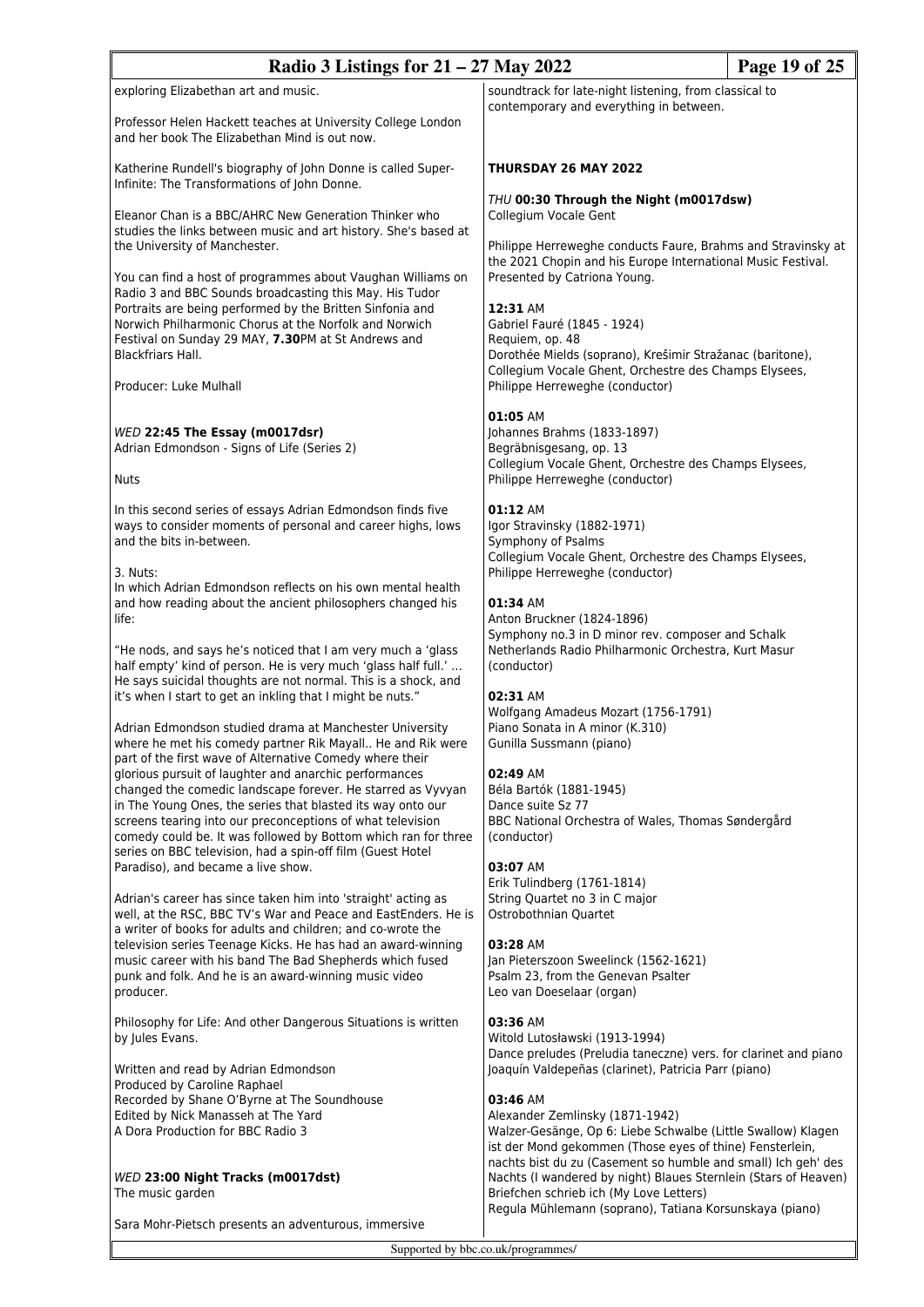exploring Elizabethan art and music.

Professor Helen Hackett teaches at University College London and her book The Elizabethan Mind is out now.

Katherine Rundell's biography of John Donne is called Super-Infinite: The Transformations of John Donne.

Eleanor Chan is a BBC/AHRC New Generation Thinker who studies the links between music and art history. She's based at the University of Manchester.

You can find a host of programmes about Vaughan Williams on Radio 3 and BBC Sounds broadcasting this May. His Tudor Portraits are being performed by the Britten Sinfonia and Norwich Philharmonic Chorus at the Norfolk and Norwich Festival on Sunday 29 MAY, **7.30**PM at St Andrews and Blackfriars Hall.

Producer: Luke Mulhall

*WED* **22:45 The Essay (m0017dsr)**
Adrian Edmondson - Signs of Life (Series 2)

Nuts

In this second series of essays Adrian Edmondson finds five ways to consider moments of personal and career highs, lows and the bits in-between.

3. Nuts:
In which Adrian Edmondson reflects on his own mental health and how reading about the ancient philosophers changed his life:

"He nods, and says he's noticed that I am very much a 'glass half empty' kind of person. He is very much 'glass half full.' … He says suicidal thoughts are not normal. This is a shock, and it's when I start to get an inkling that I might be nuts."

Adrian Edmondson studied drama at Manchester University where he met his comedy partner Rik Mayall.. He and Rik were part of the first wave of Alternative Comedy where their glorious pursuit of laughter and anarchic performances changed the comedic landscape forever. He starred as Vyvyan in The Young Ones, the series that blasted its way onto our screens tearing into our preconceptions of what television comedy could be. It was followed by Bottom which ran for three series on BBC television, had a spin-off film (Guest Hotel Paradiso), and became a live show.

Adrian's career has since taken him into 'straight' acting as well, at the RSC, BBC TV's War and Peace and EastEnders. He is a writer of books for adults and children; and co-wrote the television series Teenage Kicks. He has had an award-winning music career with his band The Bad Shepherds which fused punk and folk. And he is an award-winning music video producer.

Philosophy for Life: And other Dangerous Situations is written by Jules Evans.

Written and read by Adrian Edmondson
Produced by Caroline Raphael
Recorded by Shane O'Byrne at The Soundhouse
Edited by Nick Manasseh at The Yard
A Dora Production for BBC Radio 3

*WED* **23:00 Night Tracks (m0017dst)**
The music garden

Sara Mohr-Pietsch presents an adventurous, immersive soundtrack for late-night listening, from classical to contemporary and everything in between.

## THURSDAY 26 MAY 2022

*THU* **00:30 Through the Night (m0017dsw)**
Collegium Vocale Gent

Philippe Herreweghe conducts Faure, Brahms and Stravinsky at the 2021 Chopin and his Europe International Music Festival. Presented by Catriona Young.

**12:31** AM
Gabriel Fauré (1845 - 1924)
Requiem, op. 48
Dorothée Mields (soprano), Krešimir Stražanac (baritone), Collegium Vocale Ghent, Orchestre des Champs Elysees, Philippe Herreweghe (conductor)

**01:05** AM
Johannes Brahms (1833-1897)
Begräbnisgesang, op. 13
Collegium Vocale Ghent, Orchestre des Champs Elysees, Philippe Herreweghe (conductor)

**01:12** AM
Igor Stravinsky (1882-1971)
Symphony of Psalms
Collegium Vocale Ghent, Orchestre des Champs Elysees, Philippe Herreweghe (conductor)

**01:34** AM
Anton Bruckner (1824-1896)
Symphony no.3 in D minor rev. composer and Schalk
Netherlands Radio Philharmonic Orchestra, Kurt Masur (conductor)

**02:31** AM
Wolfgang Amadeus Mozart (1756-1791)
Piano Sonata in A minor (K.310)
Gunilla Sussmann (piano)

**02:49** AM
Béla Bartók (1881-1945)
Dance suite Sz 77
BBC National Orchestra of Wales, Thomas Søndergård (conductor)

**03:07** AM
Erik Tulindberg (1761-1814)
String Quartet no 3 in C major
Ostrobothnian Quartet

**03:28** AM
Jan Pieterszoon Sweelinck (1562-1621)
Psalm 23, from the Genevan Psalter
Leo van Doeselaar (organ)

**03:36** AM
Witold Lutosławski (1913-1994)
Dance preludes (Preludia taneczne) vers. for clarinet and piano
Joaquín Valdepeñas (clarinet), Patricia Parr (piano)

**03:46** AM
Alexander Zemlinsky (1871-1942)
Walzer-Gesänge, Op 6: Liebe Schwalbe (Little Swallow) Klagen ist der Mond gekommen (Those eyes of thine) Fensterlein, nachts bist du zu (Casement so humble and small) Ich geh' des Nachts (I wandered by night) Blaues Sternlein (Stars of Heaven) Briefchen schrieb ich (My Love Letters)
Regula Mühlemann (soprano), Tatiana Korsunskaya (piano)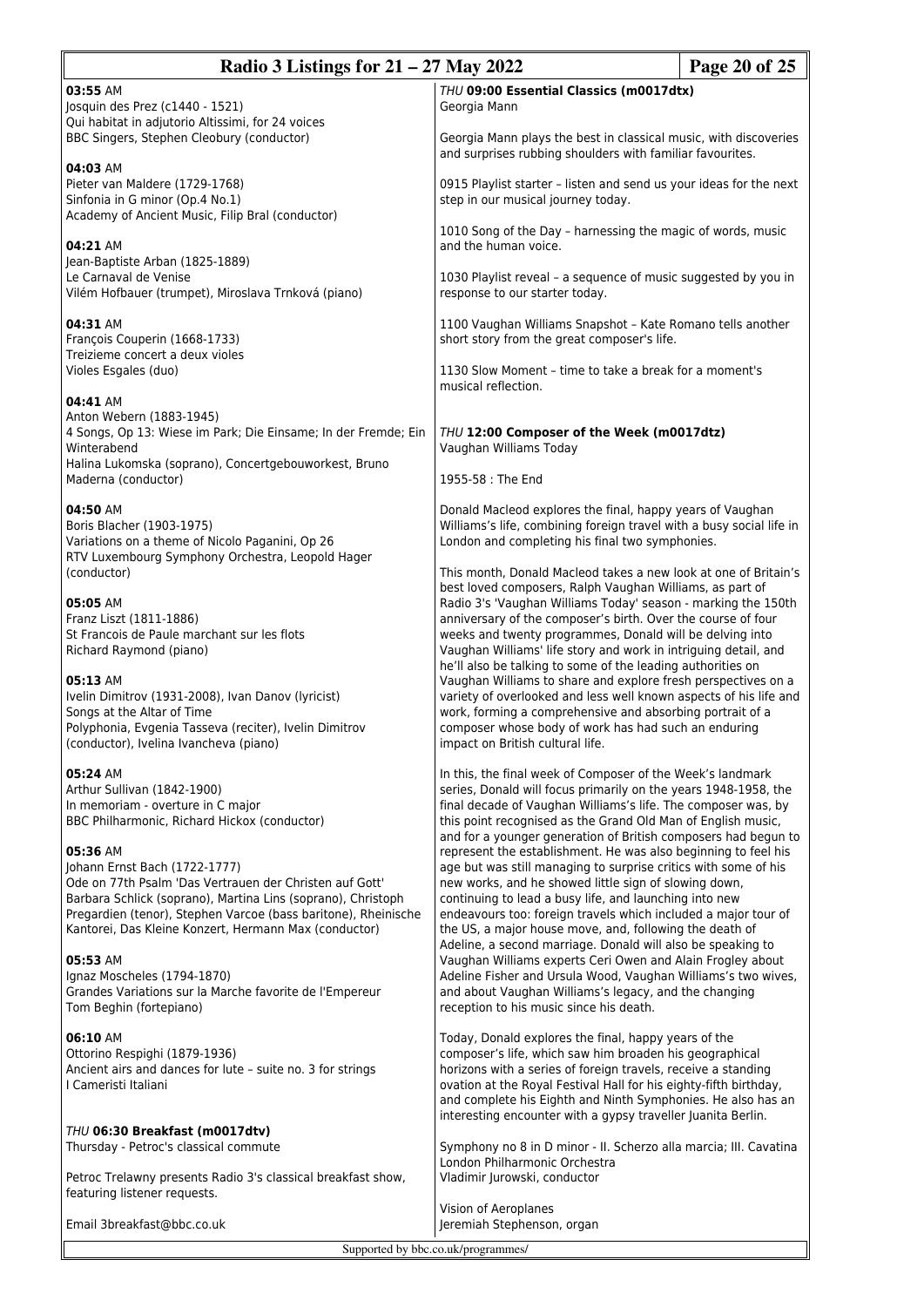**03:55** AM
Josquin des Prez (c1440 - 1521)
Qui habitat in adjutorio Altissimi, for 24 voices
BBC Singers, Stephen Cleobury (conductor)

**04:03** AM
Pieter van Maldere (1729-1768)
Sinfonia in G minor (Op.4 No.1)
Academy of Ancient Music, Filip Bral (conductor)

**04:21** AM
Jean-Baptiste Arban (1825-1889)
Le Carnaval de Venise
Vilém Hofbauer (trumpet), Miroslava Trnková (piano)

**04:31** AM
François Couperin (1668-1733)
Treizieme concert a deux violes
Violes Esgales (duo)

**04:41** AM
Anton Webern (1883-1945)
4 Songs, Op 13: Wiese im Park; Die Einsame; In der Fremde; Ein Winterabend
Halina Lukomska (soprano), Concertgebouworkest, Bruno Maderna (conductor)

**04:50** AM
Boris Blacher (1903-1975)
Variations on a theme of Nicolo Paganini, Op 26
RTV Luxembourg Symphony Orchestra, Leopold Hager (conductor)

**05:05** AM
Franz Liszt (1811-1886)
St Francois de Paule marchant sur les flots
Richard Raymond (piano)

**05:13** AM
Ivelin Dimitrov (1931-2008), Ivan Danov (lyricist)
Songs at the Altar of Time
Polyphonia, Evgenia Tasseva (reciter), Ivelin Dimitrov (conductor), Ivelina Ivancheva (piano)

**05:24** AM
Arthur Sullivan (1842-1900)
In memoriam - overture in C major
BBC Philharmonic, Richard Hickox (conductor)

**05:36** AM
Johann Ernst Bach (1722-1777)
Ode on 77th Psalm 'Das Vertrauen der Christen auf Gott'
Barbara Schlick (soprano), Martina Lins (soprano), Christoph Pregardien (tenor), Stephen Varcoe (bass baritone), Rheinische Kantorei, Das Kleine Konzert, Hermann Max (conductor)

**05:53** AM
Ignaz Moscheles (1794-1870)
Grandes Variations sur la Marche favorite de l'Empereur
Tom Beghin (fortepiano)

**06:10** AM
Ottorino Respighi (1879-1936)
Ancient airs and dances for lute – suite no. 3 for strings
I Cameristi Italiani

*THU* **06:30 Breakfast (m0017dtv)**
Thursday - Petroc's classical commute

Petroc Trelawny presents Radio 3's classical breakfast show, featuring listener requests.

Email 3breakfast@bbc.co.uk

*THU* **09:00 Essential Classics (m0017dtx)**
Georgia Mann

Georgia Mann plays the best in classical music, with discoveries and surprises rubbing shoulders with familiar favourites.

0915 Playlist starter – listen and send us your ideas for the next step in our musical journey today.

1010 Song of the Day – harnessing the magic of words, music and the human voice.

1030 Playlist reveal – a sequence of music suggested by you in response to our starter today.

1100 Vaughan Williams Snapshot – Kate Romano tells another short story from the great composer's life.

1130 Slow Moment – time to take a break for a moment's musical reflection.

*THU* **12:00 Composer of the Week (m0017dtz)**
Vaughan Williams Today

1955-58 : The End

Donald Macleod explores the final, happy years of Vaughan Williams's life, combining foreign travel with a busy social life in London and completing his final two symphonies.

This month, Donald Macleod takes a new look at one of Britain's best loved composers, Ralph Vaughan Williams, as part of Radio 3's 'Vaughan Williams Today' season - marking the 150th anniversary of the composer's birth. Over the course of four weeks and twenty programmes, Donald will be delving into Vaughan Williams' life story and work in intriguing detail, and he'll also be talking to some of the leading authorities on Vaughan Williams to share and explore fresh perspectives on a variety of overlooked and less well known aspects of his life and work, forming a comprehensive and absorbing portrait of a composer whose body of work has had such an enduring impact on British cultural life.

In this, the final week of Composer of the Week's landmark series, Donald will focus primarily on the years 1948-1958, the final decade of Vaughan Williams's life. The composer was, by this point recognised as the Grand Old Man of English music, and for a younger generation of British composers had begun to represent the establishment. He was also beginning to feel his age but was still managing to surprise critics with some of his new works, and he showed little sign of slowing down, continuing to lead a busy life, and launching into new endeavours too: foreign travels which included a major tour of the US, a major house move, and, following the death of Adeline, a second marriage. Donald will also be speaking to Vaughan Williams experts Ceri Owen and Alain Frogley about Adeline Fisher and Ursula Wood, Vaughan Williams's two wives, and about Vaughan Williams's legacy, and the changing reception to his music since his death.

Today, Donald explores the final, happy years of the composer's life, which saw him broaden his geographical horizons with a series of foreign travels, receive a standing ovation at the Royal Festival Hall for his eighty-fifth birthday, and complete his Eighth and Ninth Symphonies. He also has an interesting encounter with a gypsy traveller Juanita Berlin.

Symphony no 8 in D minor - II. Scherzo alla marcia; III. Cavatina
London Philharmonic Orchestra
Vladimir Jurowski, conductor

Vision of Aeroplanes
Jeremiah Stephenson, organ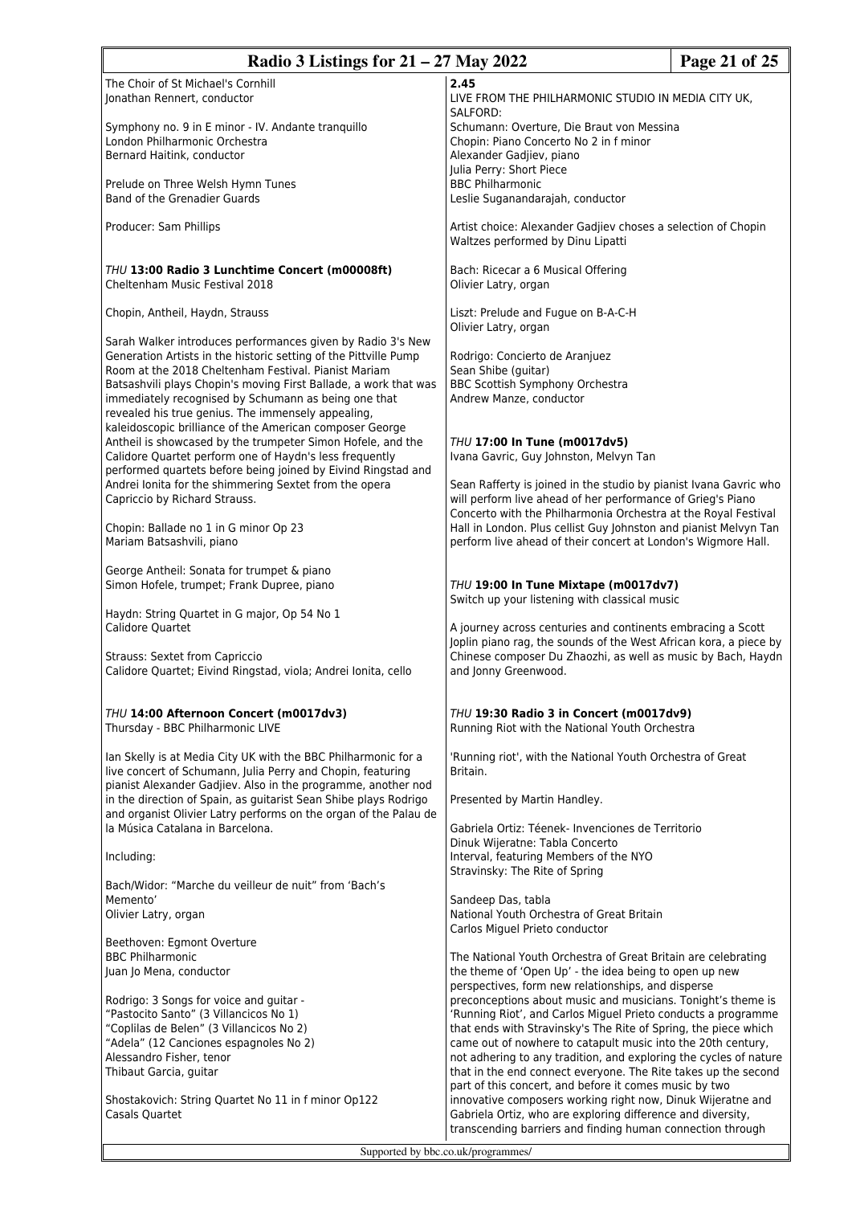The Choir of St Michael's Cornhill
Jonathan Rennert, conductor

Symphony no. 9 in E minor - IV. Andante tranquillo
London Philharmonic Orchestra
Bernard Haitink, conductor

Prelude on Three Welsh Hymn Tunes
Band of the Grenadier Guards

Producer: Sam Phillips

### *THU* **13:00 Radio 3 Lunchtime Concert (m00008ft)**

Cheltenham Music Festival 2018

Chopin, Antheil, Haydn, Strauss

Sarah Walker introduces performances given by Radio 3's New Generation Artists in the historic setting of the Pittville Pump Room at the 2018 Cheltenham Festival. Pianist Mariam Batsashvili plays Chopin's moving First Ballade, a work that was immediately recognised by Schumann as being one that revealed his true genius. The immensely appealing, kaleidoscopic brilliance of the American composer George Antheil is showcased by the trumpeter Simon Hofele, and the Calidore Quartet perform one of Haydn's less frequently performed quartets before being joined by Eivind Ringstad and Andrei Ionita for the shimmering Sextet from the opera Capriccio by Richard Strauss.

Chopin: Ballade no 1 in G minor Op 23
Mariam Batsashvili, piano

George Antheil: Sonata for trumpet & piano
Simon Hofele, trumpet; Frank Dupree, piano

Haydn: String Quartet in G major, Op 54 No 1
Calidore Quartet

Strauss: Sextet from Capriccio
Calidore Quartet; Eivind Ringstad, viola; Andrei Ionita, cello

### *THU* **14:00 Afternoon Concert (m0017dv3)**

Thursday - BBC Philharmonic LIVE

Ian Skelly is at Media City UK with the BBC Philharmonic for a live concert of Schumann, Julia Perry and Chopin, featuring pianist Alexander Gadjiev. Also in the programme, another nod in the direction of Spain, as guitarist Sean Shibe plays Rodrigo and organist Olivier Latry performs on the organ of the Palau de la Música Catalana in Barcelona.

Including:

Bach/Widor: "Marche du veilleur de nuit" from 'Bach's Memento'
Olivier Latry, organ

Beethoven: Egmont Overture
BBC Philharmonic
Juan Jo Mena, conductor

Rodrigo: 3 Songs for voice and guitar -
"Pastocito Santo" (3 Villancicos No 1)
"Coplilas de Belen" (3 Villancicos No 2)
"Adela" (12 Canciones espagnoles No 2)
Alessandro Fisher, tenor
Thibaut Garcia, guitar

Shostakovich: String Quartet No 11 in f minor Op122
Casals Quartet

**2.45**
LIVE FROM THE PHILHARMONIC STUDIO IN MEDIA CITY UK, SALFORD:
Schumann: Overture, Die Braut von Messina
Chopin: Piano Concerto No 2 in f minor
Alexander Gadjiev, piano
Julia Perry: Short Piece
BBC Philharmonic
Leslie Suganandarajah, conductor

Artist choice: Alexander Gadjiev choses a selection of Chopin Waltzes performed by Dinu Lipatti

Bach: Ricecar a 6 Musical Offering
Olivier Latry, organ

Liszt: Prelude and Fugue on B-A-C-H
Olivier Latry, organ

Rodrigo: Concierto de Aranjuez
Sean Shibe (guitar)
BBC Scottish Symphony Orchestra
Andrew Manze, conductor

### *THU* **17:00 In Tune (m0017dv5)**

Ivana Gavric, Guy Johnston, Melvyn Tan

Sean Rafferty is joined in the studio by pianist Ivana Gavric who will perform live ahead of her performance of Grieg's Piano Concerto with the Philharmonia Orchestra at the Royal Festival Hall in London. Plus cellist Guy Johnston and pianist Melvyn Tan perform live ahead of their concert at London's Wigmore Hall.

### *THU* **19:00 In Tune Mixtape (m0017dv7)**

Switch up your listening with classical music

A journey across centuries and continents embracing a Scott Joplin piano rag, the sounds of the West African kora, a piece by Chinese composer Du Zhaozhi, as well as music by Bach, Haydn and Jonny Greenwood.

### *THU* **19:30 Radio 3 in Concert (m0017dv9)**

Running Riot with the National Youth Orchestra

'Running riot', with the National Youth Orchestra of Great Britain.

Presented by Martin Handley.

Gabriela Ortiz: Téenek- Invenciones de Territorio
Dinuk Wijeratne: Tabla Concerto
Interval, featuring Members of the NYO
Stravinsky: The Rite of Spring

Sandeep Das, tabla
National Youth Orchestra of Great Britain
Carlos Miguel Prieto conductor

The National Youth Orchestra of Great Britain are celebrating the theme of 'Open Up' - the idea being to open up new perspectives, form new relationships, and disperse preconceptions about music and musicians. Tonight's theme is 'Running Riot', and Carlos Miguel Prieto conducts a programme that ends with Stravinsky's The Rite of Spring, the piece which came out of nowhere to catapult music into the 20th century, not adhering to any tradition, and exploring the cycles of nature that in the end connect everyone. The Rite takes up the second part of this concert, and before it comes music by two innovative composers working right now, Dinuk Wijeratne and Gabriela Ortiz, who are exploring difference and diversity, transcending barriers and finding human connection through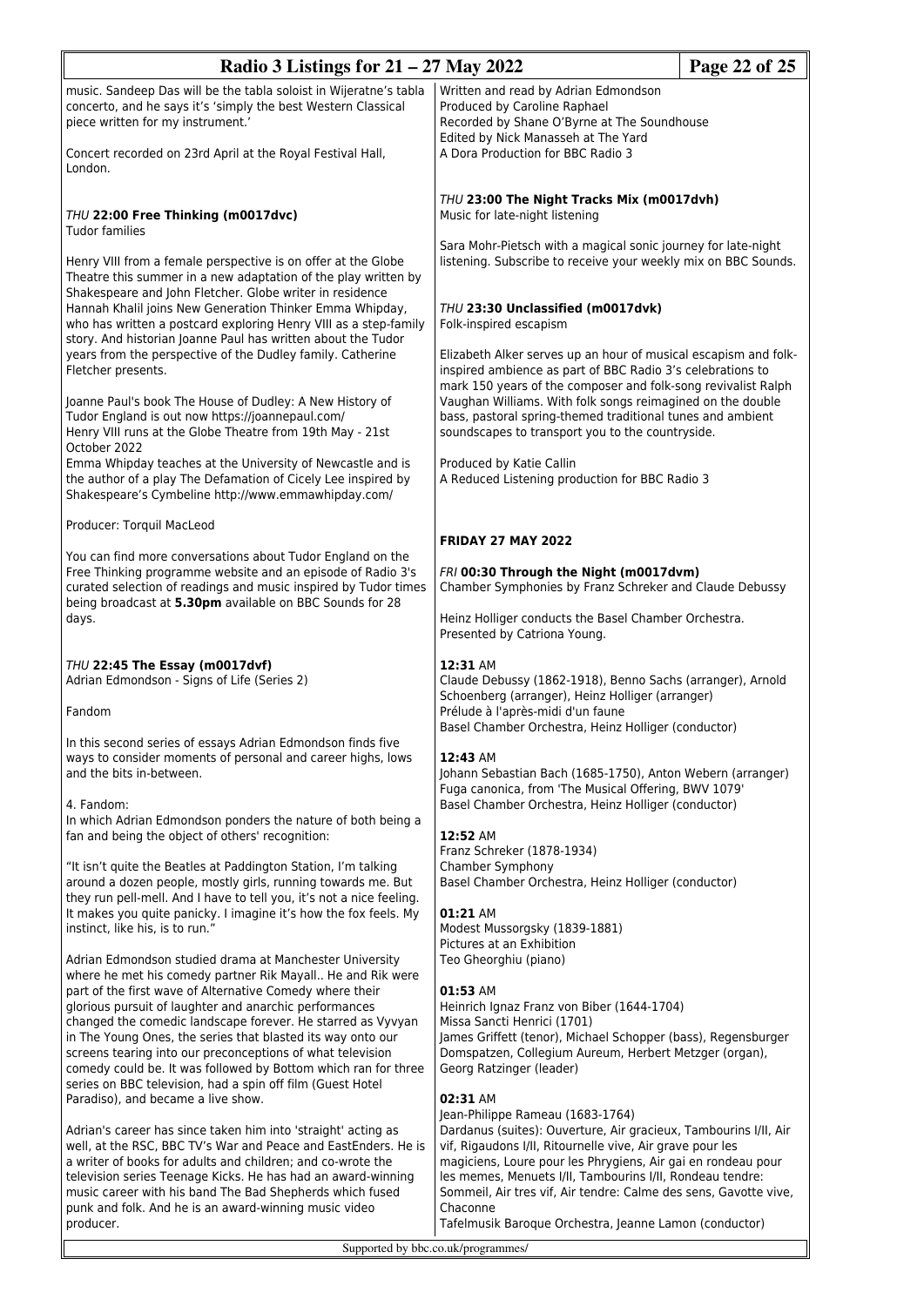music. Sandeep Das will be the tabla soloist in Wijeratne's tabla concerto, and he says it's 'simply the best Western Classical piece written for my instrument.'

Concert recorded on 23rd April at the Royal Festival Hall, London.

*THU* **22:00 Free Thinking (m0017dvc)**
Tudor families

Henry VIII from a female perspective is on offer at the Globe Theatre this summer in a new adaptation of the play written by Shakespeare and John Fletcher. Globe writer in residence Hannah Khalil joins New Generation Thinker Emma Whipday, who has written a postcard exploring Henry VIII as a step-family story. And historian Joanne Paul has written about the Tudor years from the perspective of the Dudley family. Catherine Fletcher presents.

Joanne Paul's book The House of Dudley: A New History of Tudor England is out now https://joannepaul.com/
Henry VIII runs at the Globe Theatre from 19th May - 21st October 2022
Emma Whipday teaches at the University of Newcastle and is the author of a play The Defamation of Cicely Lee inspired by Shakespeare's Cymbeline http://www.emmawhipday.com/

Producer: Torquil MacLeod

You can find more conversations about Tudor England on the Free Thinking programme website and an episode of Radio 3's curated selection of readings and music inspired by Tudor times being broadcast at **5.30pm** available on BBC Sounds for 28 days.

*THU* **22:45 The Essay (m0017dvf)**
Adrian Edmondson - Signs of Life (Series 2)

Fandom

In this second series of essays Adrian Edmondson finds five ways to consider moments of personal and career highs, lows and the bits in-between.

4. Fandom:
In which Adrian Edmondson ponders the nature of both being a fan and being the object of others' recognition:

"It isn't quite the Beatles at Paddington Station, I'm talking around a dozen people, mostly girls, running towards me. But they run pell-mell. And I have to tell you, it's not a nice feeling. It makes you quite panicky. I imagine it's how the fox feels. My instinct, like his, is to run."

Adrian Edmondson studied drama at Manchester University where he met his comedy partner Rik Mayall.. He and Rik were part of the first wave of Alternative Comedy where their glorious pursuit of laughter and anarchic performances changed the comedic landscape forever. He starred as Vyvyan in The Young Ones, the series that blasted its way onto our screens tearing into our preconceptions of what television comedy could be. It was followed by Bottom which ran for three series on BBC television, had a spin off film (Guest Hotel Paradiso), and became a live show.

Adrian's career has since taken him into 'straight' acting as well, at the RSC, BBC TV's War and Peace and EastEnders. He is a writer of books for adults and children; and co-wrote the television series Teenage Kicks. He has had an award-winning music career with his band The Bad Shepherds which fused punk and folk. And he is an award-winning music video producer.

Written and read by Adrian Edmondson
Produced by Caroline Raphael
Recorded by Shane O'Byrne at The Soundhouse
Edited by Nick Manasseh at The Yard
A Dora Production for BBC Radio 3

*THU* **23:00 The Night Tracks Mix (m0017dvh)**
Music for late-night listening

Sara Mohr-Pietsch with a magical sonic journey for late-night listening. Subscribe to receive your weekly mix on BBC Sounds.

*THU* **23:30 Unclassified (m0017dvk)**
Folk-inspired escapism

Elizabeth Alker serves up an hour of musical escapism and folk-inspired ambience as part of BBC Radio 3's celebrations to mark 150 years of the composer and folk-song revivalist Ralph Vaughan Williams. With folk songs reimagined on the double bass, pastoral spring-themed traditional tunes and ambient soundscapes to transport you to the countryside.

Produced by Katie Callin
A Reduced Listening production for BBC Radio 3

## FRIDAY 27 MAY 2022

*FRI* **00:30 Through the Night (m0017dvm)**
Chamber Symphonies by Franz Schreker and Claude Debussy

Heinz Holliger conducts the Basel Chamber Orchestra. Presented by Catriona Young.

**12:31** AM
Claude Debussy (1862-1918), Benno Sachs (arranger), Arnold Schoenberg (arranger), Heinz Holliger (arranger)
Prélude à l'après-midi d'un faune
Basel Chamber Orchestra, Heinz Holliger (conductor)

**12:43** AM
Johann Sebastian Bach (1685-1750), Anton Webern (arranger)
Fuga canonica, from 'The Musical Offering, BWV 1079'
Basel Chamber Orchestra, Heinz Holliger (conductor)

**12:52** AM
Franz Schreker (1878-1934)
Chamber Symphony
Basel Chamber Orchestra, Heinz Holliger (conductor)

**01:21** AM
Modest Mussorgsky (1839-1881)
Pictures at an Exhibition
Teo Gheorghiu (piano)

**01:53** AM
Heinrich Ignaz Franz von Biber (1644-1704)
Missa Sancti Henrici (1701)
James Griffett (tenor), Michael Schopper (bass), Regensburger Domspatzen, Collegium Aureum, Herbert Metzger (organ), Georg Ratzinger (leader)

**02:31** AM
Jean-Philippe Rameau (1683-1764)
Dardanus (suites): Ouverture, Air gracieux, Tambourins I/II, Air vif, Rigaudons I/II, Ritournelle vive, Air grave pour les magiciens, Loure pour les Phrygiens, Air gai en rondeau pour les memes, Menuets I/II, Tambourins I/II, Rondeau tendre: Sommeil, Air tres vif, Air tendre: Calme des sens, Gavotte vive, Chaconne
Tafelmusik Baroque Orchestra, Jeanne Lamon (conductor)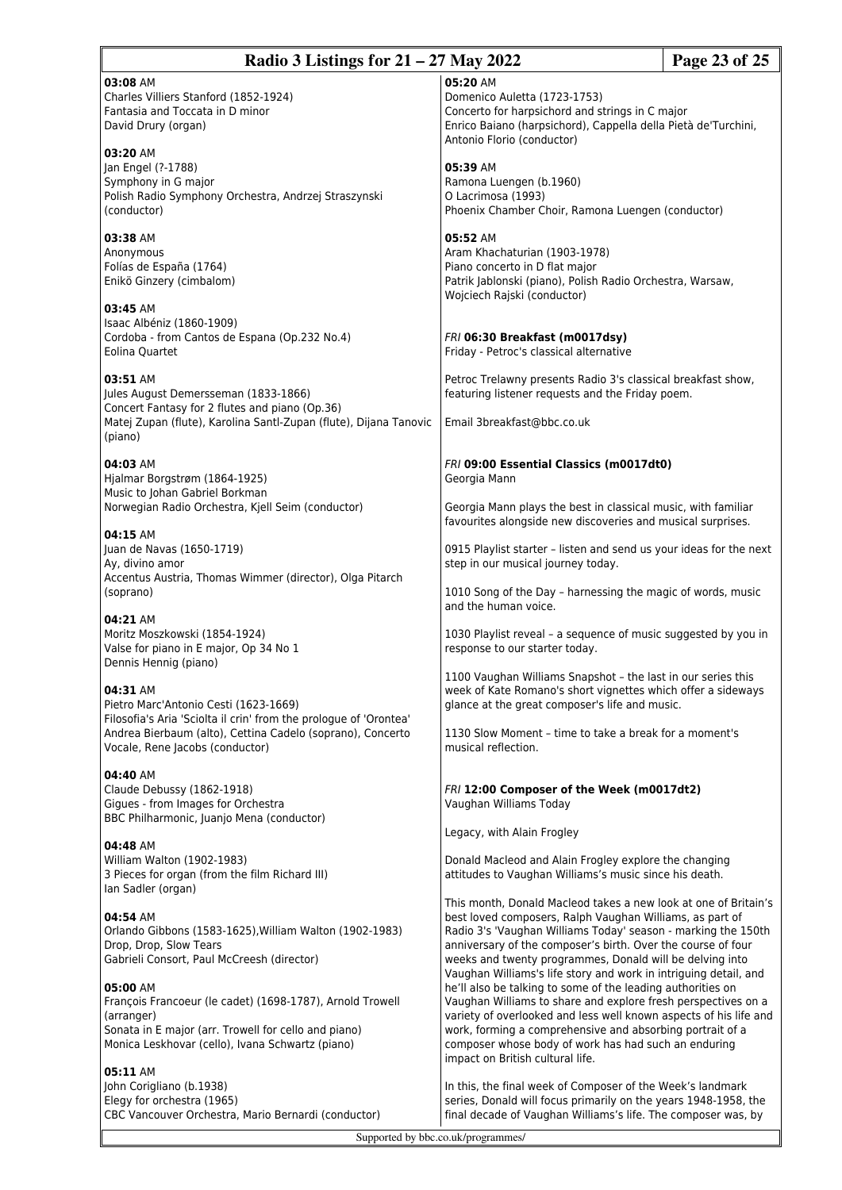**03:08** AM
Charles Villiers Stanford (1852-1924)
Fantasia and Toccata in D minor
David Drury (organ)

**03:20** AM
Jan Engel (?-1788)
Symphony in G major
Polish Radio Symphony Orchestra, Andrzej Straszynski (conductor)

**03:38** AM
Anonymous
Folías de España (1764)
Enikö Ginzery (cimbalom)

**03:45** AM
Isaac Albéniz (1860-1909)
Cordoba - from Cantos de Espana (Op.232 No.4)
Eolina Quartet

**03:51** AM
Jules August Demersseman (1833-1866)
Concert Fantasy for 2 flutes and piano (Op.36)
Matej Zupan (flute), Karolina Santl-Zupan (flute), Dijana Tanovic (piano)

**04:03** AM
Hjalmar Borgstrøm (1864-1925)
Music to Johan Gabriel Borkman
Norwegian Radio Orchestra, Kjell Seim (conductor)

**04:15** AM
Juan de Navas (1650-1719)
Ay, divino amor
Accentus Austria, Thomas Wimmer (director), Olga Pitarch (soprano)

**04:21** AM
Moritz Moszkowski (1854-1924)
Valse for piano in E major, Op 34 No 1
Dennis Hennig (piano)

**04:31** AM
Pietro Marc'Antonio Cesti (1623-1669)
Filosofia's Aria 'Sciolta il crin' from the prologue of 'Orontea'
Andrea Bierbaum (alto), Cettina Cadelo (soprano), Concerto Vocale, Rene Jacobs (conductor)

**04:40** AM
Claude Debussy (1862-1918)
Gigues - from Images for Orchestra
BBC Philharmonic, Juanjo Mena (conductor)

**04:48** AM
William Walton (1902-1983)
3 Pieces for organ (from the film Richard III)
Ian Sadler (organ)

**04:54** AM
Orlando Gibbons (1583-1625),William Walton (1902-1983)
Drop, Drop, Slow Tears
Gabrieli Consort, Paul McCreesh (director)

**05:00** AM
François Francoeur (le cadet) (1698-1787), Arnold Trowell (arranger)
Sonata in E major (arr. Trowell for cello and piano)
Monica Leskhovar (cello), Ivana Schwartz (piano)

**05:11** AM
John Corigliano (b.1938)
Elegy for orchestra (1965)
CBC Vancouver Orchestra, Mario Bernardi (conductor)

**05:20** AM
Domenico Auletta (1723-1753)
Concerto for harpsichord and strings in C major
Enrico Baiano (harpsichord), Cappella della Pietà de'Turchini, Antonio Florio (conductor)

**05:39** AM
Ramona Luengen (b.1960)
O Lacrimosa (1993)
Phoenix Chamber Choir, Ramona Luengen (conductor)

**05:52** AM
Aram Khachaturian (1903-1978)
Piano concerto in D flat major
Patrik Jablonski (piano), Polish Radio Orchestra, Warsaw, Wojciech Rajski (conductor)

*FRI* **06:30 Breakfast (m0017dsy)**
Friday - Petroc's classical alternative

Petroc Trelawny presents Radio 3's classical breakfast show, featuring listener requests and the Friday poem.

Email 3breakfast@bbc.co.uk

*FRI* **09:00 Essential Classics (m0017dt0)**
Georgia Mann

Georgia Mann plays the best in classical music, with familiar favourites alongside new discoveries and musical surprises.

0915 Playlist starter – listen and send us your ideas for the next step in our musical journey today.

1010 Song of the Day – harnessing the magic of words, music and the human voice.

1030 Playlist reveal – a sequence of music suggested by you in response to our starter today.

1100 Vaughan Williams Snapshot – the last in our series this week of Kate Romano's short vignettes which offer a sideways glance at the great composer's life and music.

1130 Slow Moment – time to take a break for a moment's musical reflection.

*FRI* **12:00 Composer of the Week (m0017dt2)**
Vaughan Williams Today

Legacy, with Alain Frogley

Donald Macleod and Alain Frogley explore the changing attitudes to Vaughan Williams's music since his death.

This month, Donald Macleod takes a new look at one of Britain's best loved composers, Ralph Vaughan Williams, as part of Radio 3's 'Vaughan Williams Today' season - marking the 150th anniversary of the composer's birth. Over the course of four weeks and twenty programmes, Donald will be delving into Vaughan Williams's life story and work in intriguing detail, and he'll also be talking to some of the leading authorities on Vaughan Williams to share and explore fresh perspectives on a variety of overlooked and less well known aspects of his life and work, forming a comprehensive and absorbing portrait of a composer whose body of work has had such an enduring impact on British cultural life.

In this, the final week of Composer of the Week's landmark series, Donald will focus primarily on the years 1948-1958, the final decade of Vaughan Williams's life. The composer was, by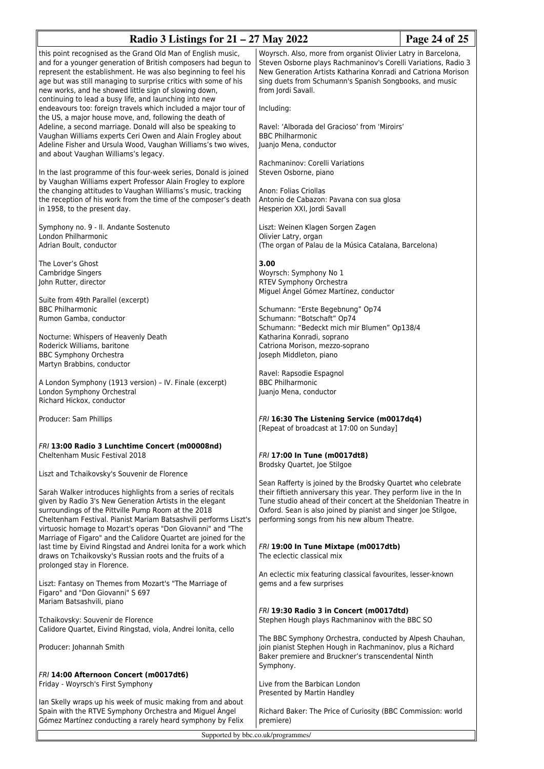this point recognised as the Grand Old Man of English music, and for a younger generation of British composers had begun to represent the establishment. He was also beginning to feel his age but was still managing to surprise critics with some of his new works, and he showed little sign of slowing down, continuing to lead a busy life, and launching into new endeavours too: foreign travels which included a major tour of the US, a major house move, and, following the death of Adeline, a second marriage. Donald will also be speaking to Vaughan Williams experts Ceri Owen and Alain Frogley about Adeline Fisher and Ursula Wood, Vaughan Williams's two wives, and about Vaughan Williams's legacy.

In the last programme of this four-week series, Donald is joined by Vaughan Williams expert Professor Alain Frogley to explore the changing attitudes to Vaughan Williams's music, tracking the reception of his work from the time of the composer's death in 1958, to the present day.

Symphony no. 9 - II. Andante Sostenuto
London Philharmonic
Adrian Boult, conductor

The Lover's Ghost
Cambridge Singers
John Rutter, director

Suite from 49th Parallel (excerpt)
BBC Philharmonic
Rumon Gamba, conductor

Nocturne: Whispers of Heavenly Death
Roderick Williams, baritone
BBC Symphony Orchestra
Martyn Brabbins, conductor

A London Symphony (1913 version) – IV. Finale (excerpt)
London Symphony Orchestral
Richard Hickox, conductor

Producer: Sam Phillips

*FRI* **13:00 Radio 3 Lunchtime Concert (m00008nd)**
Cheltenham Music Festival 2018

Liszt and Tchaikovsky's Souvenir de Florence

Sarah Walker introduces highlights from a series of recitals given by Radio 3's New Generation Artists in the elegant surroundings of the Pittville Pump Room at the 2018 Cheltenham Festival. Pianist Mariam Batsashvili performs Liszt's virtuosic homage to Mozart's operas "Don Giovanni" and "The Marriage of Figaro" and the Calidore Quartet are joined for the last time by Eivind Ringstad and Andrei Ionita for a work which draws on Tchaikovsky's Russian roots and the fruits of a prolonged stay in Florence.

Liszt: Fantasy on Themes from Mozart's "The Marriage of Figaro" and "Don Giovanni" S 697
Mariam Batsashvili, piano

Tchaikovsky: Souvenir de Florence
Calidore Quartet, Eivind Ringstad, viola, Andrei Ionita, cello

Producer: Johannah Smith

*FRI* **14:00 Afternoon Concert (m0017dt6)**
Friday - Woyrsch's First Symphony

Ian Skelly wraps up his week of music making from and about Spain with the RTVE Symphony Orchestra and Miguel Ángel Gómez Martínez conducting a rarely heard symphony by Felix Woyrsch. Also, more from organist Olivier Latry in Barcelona, Steven Osborne plays Rachmaninov's Corelli Variations, Radio 3 New Generation Artists Katharina Konradi and Catriona Morison sing duets from Schumann's Spanish Songbooks, and music from Jordi Savall.

Including:

Ravel: 'Alborada del Gracioso' from 'Miroirs'
BBC Philharmonic
Juanjo Mena, conductor

Rachmaninov: Corelli Variations
Steven Osborne, piano

Anon: Folias Criollas
Antonio de Cabazon: Pavana con sua glosa
Hesperion XXI, Jordi Savall

Liszt: Weinen Klagen Sorgen Zagen
Olivier Latry, organ
(The organ of Palau de la Música Catalana, Barcelona)

**3.00**
Woyrsch: Symphony No 1
RTEV Symphony Orchestra
Miguel Ángel Gómez Martínez, conductor

Schumann: "Erste Begebnung" Op74
Schumann: "Botschaft" Op74
Schumann: "Bedeckt mich mir Blumen" Op138/4
Katharina Konradi, soprano
Catriona Morison, mezzo-soprano
Joseph Middleton, piano

Ravel: Rapsodie Espagnol
BBC Philharmonic
Juanjo Mena, conductor

*FRI* **16:30 The Listening Service (m0017dq4)**
[Repeat of broadcast at 17:00 on Sunday]

*FRI* **17:00 In Tune (m0017dt8)**
Brodsky Quartet, Joe Stilgoe

Sean Rafferty is joined by the Brodsky Quartet who celebrate their fiftieth anniversary this year. They perform live in the In Tune studio ahead of their concert at the Sheldonian Theatre in Oxford. Sean is also joined by pianist and singer Joe Stilgoe, performing songs from his new album Theatre.

*FRI* **19:00 In Tune Mixtape (m0017dtb)**
The eclectic classical mix

An eclectic mix featuring classical favourites, lesser-known gems and a few surprises

*FRI* **19:30 Radio 3 in Concert (m0017dtd)**
Stephen Hough plays Rachmaninov with the BBC SO

The BBC Symphony Orchestra, conducted by Alpesh Chauhan, join pianist Stephen Hough in Rachmaninov, plus a Richard Baker premiere and Bruckner's transcendental Ninth Symphony.

Live from the Barbican London
Presented by Martin Handley

Richard Baker: The Price of Curiosity (BBC Commission: world premiere)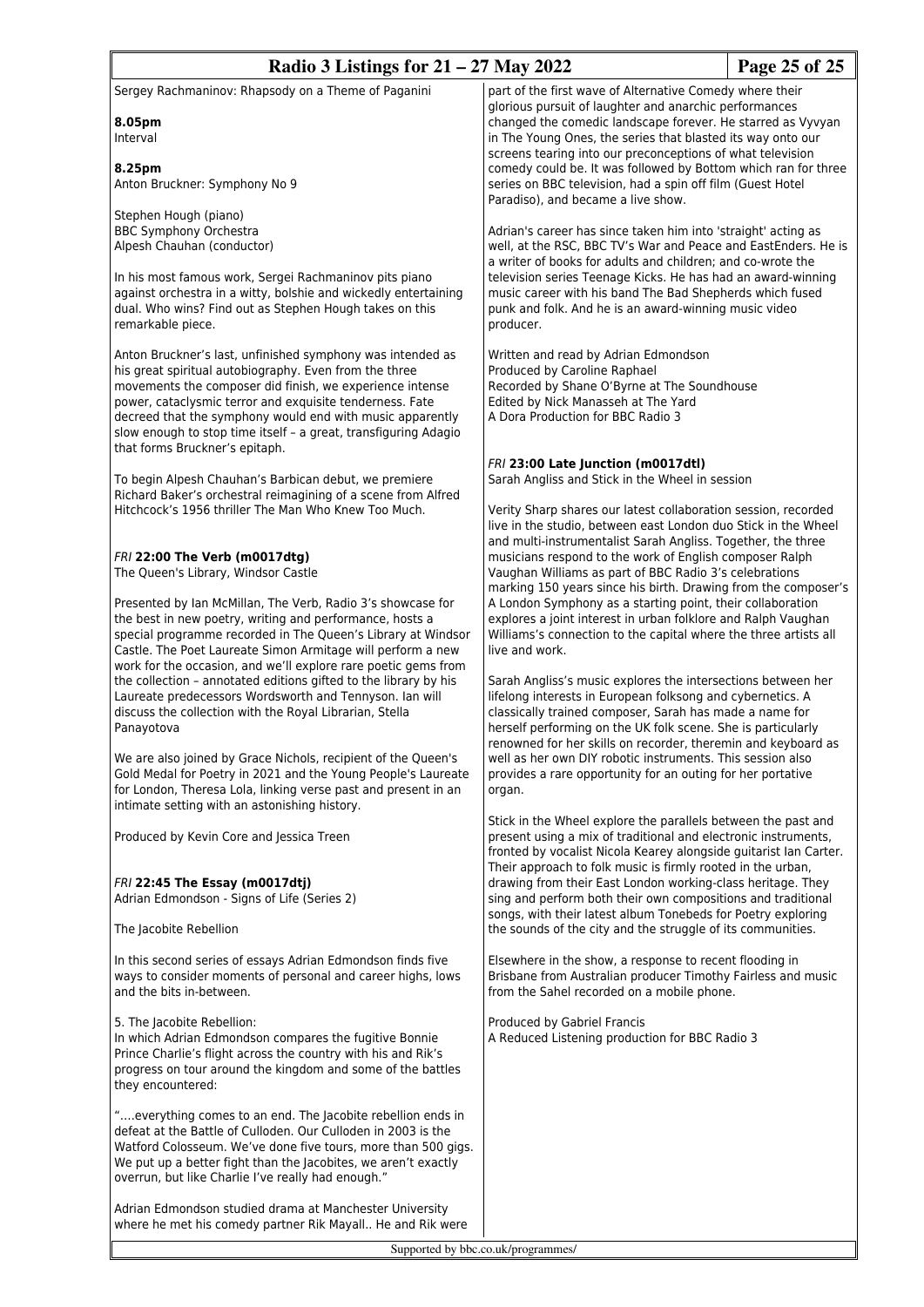Sergey Rachmaninov: Rhapsody on a Theme of Paganini

**8.05pm**
Interval

**8.25pm**
Anton Bruckner: Symphony No 9

Stephen Hough (piano)
BBC Symphony Orchestra
Alpesh Chauhan (conductor)

In his most famous work, Sergei Rachmaninov pits piano against orchestra in a witty, bolshie and wickedly entertaining dual. Who wins? Find out as Stephen Hough takes on this remarkable piece.

Anton Bruckner's last, unfinished symphony was intended as his great spiritual autobiography. Even from the three movements the composer did finish, we experience intense power, cataclysmic terror and exquisite tenderness. Fate decreed that the symphony would end with music apparently slow enough to stop time itself – a great, transfiguring Adagio that forms Bruckner's epitaph.

To begin Alpesh Chauhan's Barbican debut, we premiere Richard Baker's orchestral reimagining of a scene from Alfred Hitchcock's 1956 thriller The Man Who Knew Too Much.

### *FRI* **22:00 The Verb (m0017dtg)**

The Queen's Library, Windsor Castle

Presented by Ian McMillan, The Verb, Radio 3's showcase for the best in new poetry, writing and performance, hosts a special programme recorded in The Queen's Library at Windsor Castle. The Poet Laureate Simon Armitage will perform a new work for the occasion, and we'll explore rare poetic gems from the collection – annotated editions gifted to the library by his Laureate predecessors Wordsworth and Tennyson. Ian will discuss the collection with the Royal Librarian, Stella Panayotova

We are also joined by Grace Nichols, recipient of the Queen's Gold Medal for Poetry in 2021 and the Young People's Laureate for London, Theresa Lola, linking verse past and present in an intimate setting with an astonishing history.

Produced by Kevin Core and Jessica Treen

### *FRI* **22:45 The Essay (m0017dtj)**

Adrian Edmondson - Signs of Life (Series 2)

The Jacobite Rebellion

In this second series of essays Adrian Edmondson finds five ways to consider moments of personal and career highs, lows and the bits in-between.

5. The Jacobite Rebellion:
In which Adrian Edmondson compares the fugitive Bonnie Prince Charlie's flight across the country with his and Rik's progress on tour around the kingdom and some of the battles they encountered:

"….everything comes to an end. The Jacobite rebellion ends in defeat at the Battle of Culloden. Our Culloden in 2003 is the Watford Colosseum. We've done five tours, more than 500 gigs. We put up a better fight than the Jacobites, we aren't exactly overrun, but like Charlie I've really had enough."

Adrian Edmondson studied drama at Manchester University where he met his comedy partner Rik Mayall.. He and Rik were part of the first wave of Alternative Comedy where their glorious pursuit of laughter and anarchic performances changed the comedic landscape forever. He starred as Vyvyan in The Young Ones, the series that blasted its way onto our screens tearing into our preconceptions of what television comedy could be. It was followed by Bottom which ran for three series on BBC television, had a spin off film (Guest Hotel Paradiso), and became a live show.

Adrian's career has since taken him into 'straight' acting as well, at the RSC, BBC TV's War and Peace and EastEnders. He is a writer of books for adults and children; and co-wrote the television series Teenage Kicks. He has had an award-winning music career with his band The Bad Shepherds which fused punk and folk. And he is an award-winning music video producer.

Written and read by Adrian Edmondson
Produced by Caroline Raphael
Recorded by Shane O'Byrne at The Soundhouse
Edited by Nick Manasseh at The Yard
A Dora Production for BBC Radio 3

### *FRI* **23:00 Late Junction (m0017dtl)**

Sarah Angliss and Stick in the Wheel in session

Verity Sharp shares our latest collaboration session, recorded live in the studio, between east London duo Stick in the Wheel and multi-instrumentalist Sarah Angliss. Together, the three musicians respond to the work of English composer Ralph Vaughan Williams as part of BBC Radio 3's celebrations marking 150 years since his birth. Drawing from the composer's A London Symphony as a starting point, their collaboration explores a joint interest in urban folklore and Ralph Vaughan Williams's connection to the capital where the three artists all live and work.

Sarah Angliss's music explores the intersections between her lifelong interests in European folksong and cybernetics. A classically trained composer, Sarah has made a name for herself performing on the UK folk scene. She is particularly renowned for her skills on recorder, theremin and keyboard as well as her own DIY robotic instruments. This session also provides a rare opportunity for an outing for her portative organ.

Stick in the Wheel explore the parallels between the past and present using a mix of traditional and electronic instruments, fronted by vocalist Nicola Kearey alongside guitarist Ian Carter. Their approach to folk music is firmly rooted in the urban, drawing from their East London working-class heritage. They sing and perform both their own compositions and traditional songs, with their latest album Tonebeds for Poetry exploring the sounds of the city and the struggle of its communities.

Elsewhere in the show, a response to recent flooding in Brisbane from Australian producer Timothy Fairless and music from the Sahel recorded on a mobile phone.

Produced by Gabriel Francis
A Reduced Listening production for BBC Radio 3

Supported by bbc.co.uk/programmes/